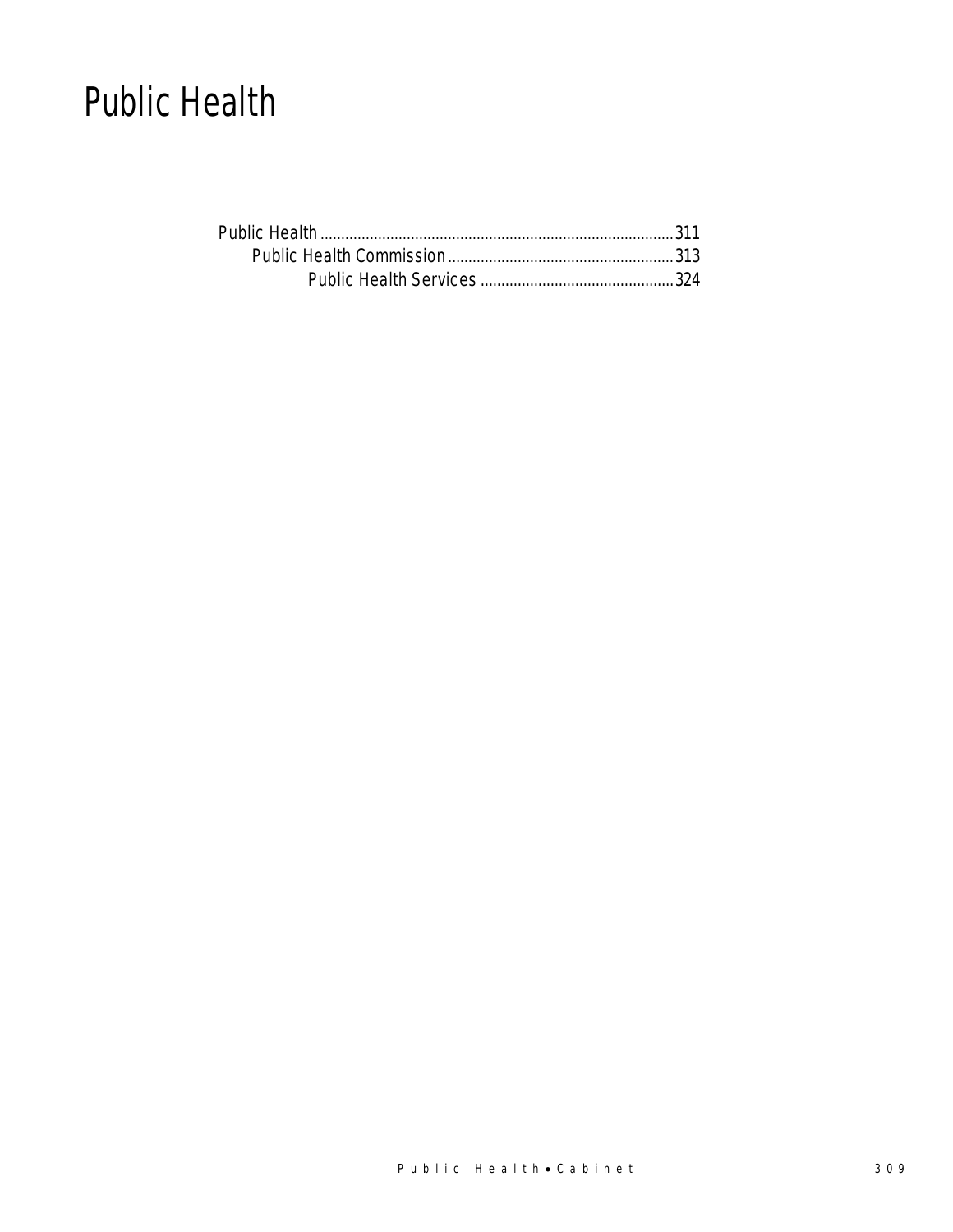# Public Health

Public Health ....................................................................................311
    Public Health Commission......................................................313
        Public Health Services ...............................................324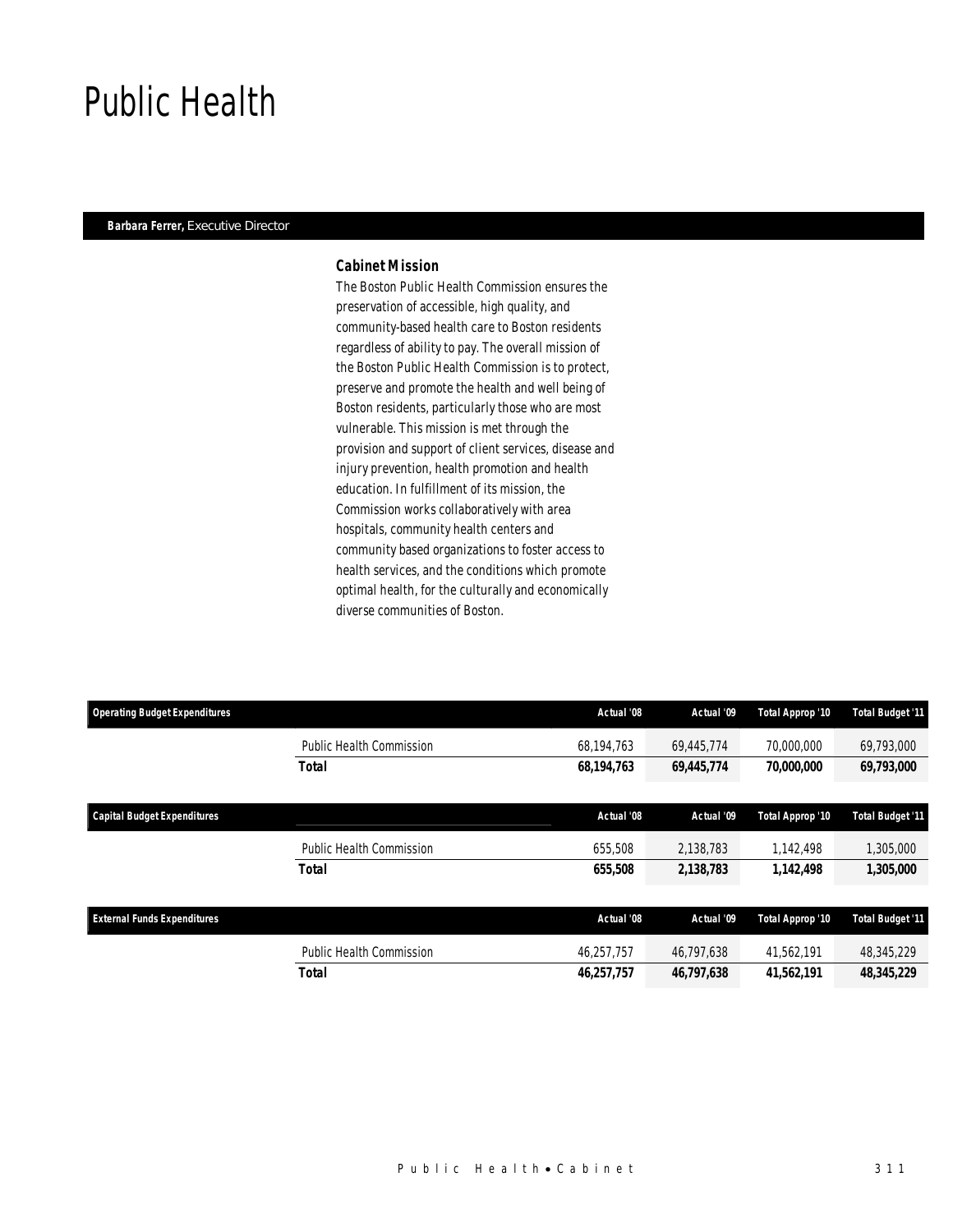# Public Health

**Barbara Ferrer,** Executive Director

### Cabinet Mission

The Boston Public Health Commission ensures the preservation of accessible, high quality, and community-based health care to Boston residents regardless of ability to pay. The overall mission of the Boston Public Health Commission is to protect, preserve and promote the health and well being of Boston residents, particularly those who are most vulnerable. This mission is met through the provision and support of client services, disease and injury prevention, health promotion and health education. In fulfillment of its mission, the Commission works collaboratively with area hospitals, community health centers and community based organizations to foster access to health services, and the conditions which promote optimal health, for the culturally and economically diverse communities of Boston.

| Operating Budget Expenditures | | Actual '08 | Actual '09 | Total Approp '10 | Total Budget '11 |
|---|---|---|---|---|---|
| | Public Health Commission | 68,194,763 | 69,445,774 | 70,000,000 | 69,793,000 |
| | **Total** | **68,194,763** | **69,445,774** | **70,000,000** | **69,793,000** |

| Capital Budget Expenditures | | Actual '08 | Actual '09 | Total Approp '10 | Total Budget '11 |
|---|---|---|---|---|---|
| | Public Health Commission | 655,508 | 2,138,783 | 1,142,498 | 1,305,000 |
| | **Total** | **655,508** | **2,138,783** | **1,142,498** | **1,305,000** |

| External Funds Expenditures | | Actual '08 | Actual '09 | Total Approp '10 | Total Budget '11 |
|---|---|---|---|---|---|
| | Public Health Commission | 46,257,757 | 46,797,638 | 41,562,191 | 48,345,229 |
| | **Total** | **46,257,757** | **46,797,638** | **41,562,191** | **48,345,229** |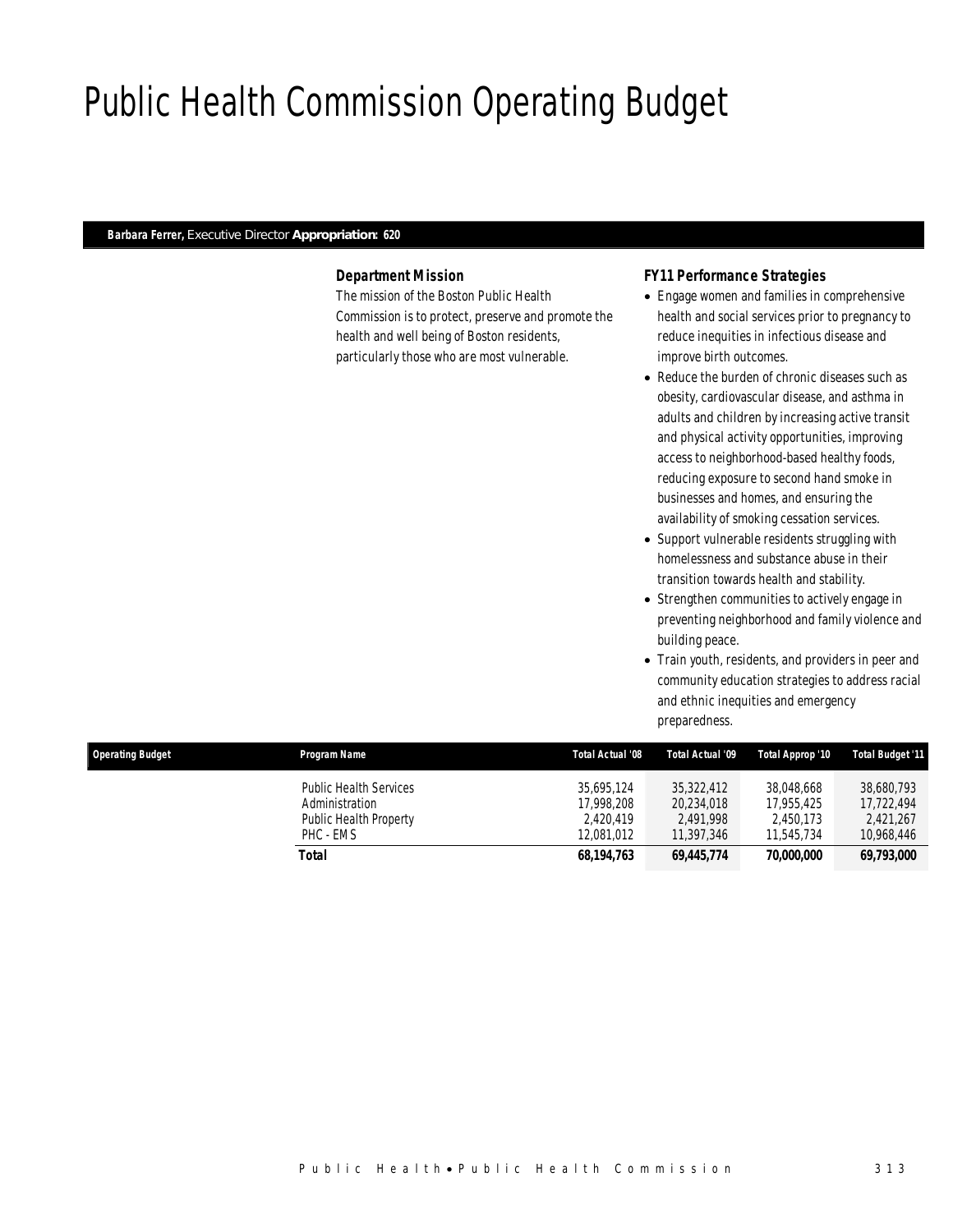# Public Health Commission Operating Budget

**Barbara Ferrer,** Executive Director **Appropriation: 620**

### *Department Mission*

*The mission of the Boston Public Health Commission is to protect, preserve and promote the health and well being of Boston residents, particularly those who are most vulnerable.*

### *FY11 Performance Strategies*

- Engage women and families in comprehensive health and social services prior to pregnancy to reduce inequities in infectious disease and improve birth outcomes.
- Reduce the burden of chronic diseases such as obesity, cardiovascular disease, and asthma in adults and children by increasing active transit and physical activity opportunities, improving access to neighborhood-based healthy foods, reducing exposure to second hand smoke in businesses and homes, and ensuring the availability of smoking cessation services.
- Support vulnerable residents struggling with homelessness and substance abuse in their transition towards health and stability.
- Strengthen communities to actively engage in preventing neighborhood and family violence and building peace.
- Train youth, residents, and providers in peer and community education strategies to address racial and ethnic inequities and emergency preparedness.

| Operating Budget | Program Name | Total Actual '08 | Total Actual '09 | Total Approp '10 | Total Budget '11 |
|---|---|---|---|---|---|
| | Public Health Services | 35,695,124 | 35,322,412 | 38,048,668 | 38,680,793 |
| | Administration | 17,998,208 | 20,234,018 | 17,955,425 | 17,722,494 |
| | Public Health Property | 2,420,419 | 2,491,998 | 2,450,173 | 2,421,267 |
| | PHC - EMS | 12,081,012 | 11,397,346 | 11,545,734 | 10,968,446 |
| | **Total** | **68,194,763** | **69,445,774** | **70,000,000** | **69,793,000** |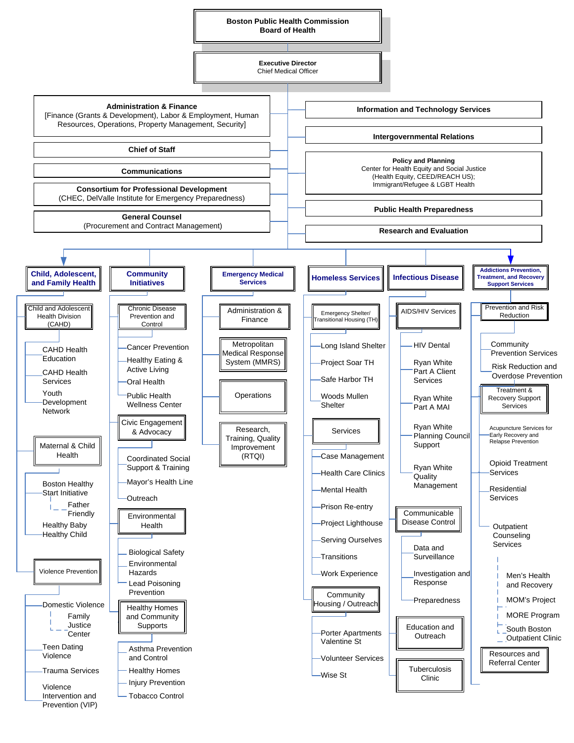# Boston Public Health Commission Board of Health

## Executive Director
Chief Medical Officer

### Administration & Finance
[Finance (Grants & Development), Labor & Employment, Human Resources, Operations, Property Management, Security]

### Chief of Staff

### Communications

### Consortium for Professional Development
(CHEC, DelValle Institute for Emergency Preparedness)

### General Counsel
(Procurement and Contract Management)

### Information and Technology Services

### Intergovernmental Relations

### Policy and Planning
Center for Health Equity and Social Justice
(Health Equity, CEED/REACH US);
Immigrant/Refugee & LGBT Health

### Public Health Preparedness

### Research and Evaluation

---

## Child, Adolescent, and Family Health

- **Child and Adolescent Health Division (CAHD)**
  - CAHD Health Education
  - CAHD Health Services
  - Youth Development Network
- **Maternal & Child Health**
  - Boston Healthy Start Initiative
    - Father Friendly
  - Healthy Baby Healthy Child
- **Violence Prevention**
  - Domestic Violence
    - Family Justice Center
  - Teen Dating Violence
  - Trauma Services
  - Violence Intervention and Prevention (VIP)

## Community Initiatives

- **Chronic Disease Prevention and Control**
  - Cancer Prevention
  - Healthy Eating & Active Living
  - Oral Health
  - Public Health Wellness Center
- **Civic Engagement & Advocacy**
  - Coordinated Social Support & Training
  - Mayor's Health Line
  - Outreach
- **Environmental Health**
  - Biological Safety
  - Environmental Hazards
  - Lead Poisoning Prevention
- **Healthy Homes and Community Supports**
  - Asthma Prevention and Control
  - Healthy Homes
  - Injury Prevention
  - Tobacco Control

## Emergency Medical Services

- Administration & Finance
- Metropolitan Medical Response System (MMRS)
- Operations
- Research, Training, Quality Improvement (RTQI)

## Homeless Services

- **Emergency Shelter/ Transitional Housing (TH)**
  - Long Island Shelter
  - Project Soar TH
  - Safe Harbor TH
  - Woods Mullen Shelter
- **Services**
  - Case Management
  - Health Care Clinics
  - Mental Health
  - Prison Re-entry
  - Project Lighthouse
  - Serving Ourselves
  - Transitions
  - Work Experience
- **Community Housing / Outreach**
  - Porter Apartments Valentine St
  - Volunteer Services
  - Wise St

## Infectious Disease

- **AIDS/HIV Services**
  - HIV Dental
  - Ryan White Part A Client Services
  - Ryan White Part A MAI
  - Ryan White Planning Council Support
  - Ryan White Quality Management
- **Communicable Disease Control**
  - Data and Surveillance
  - Investigation and Response
  - Preparedness
- **Education and Outreach**
- **Tuberculosis Clinic**

## Addictions Prevention, Treatment, and Recovery Support Services

- **Prevention and Risk Reduction**
  - Community Prevention Services
  - Risk Reduction and Overdose Prevention
- **Treatment & Recovery Support Services**
  - Acupuncture Services for Early Recovery and Relapse Prevention
  - Opioid Treatment Services
  - Residential Services
  - Outpatient Counseling Services
    - Men's Health and Recovery
    - MOM's Project
    - MORE Program
    - South Boston Outpatient Clinic
- **Resources and Referral Center**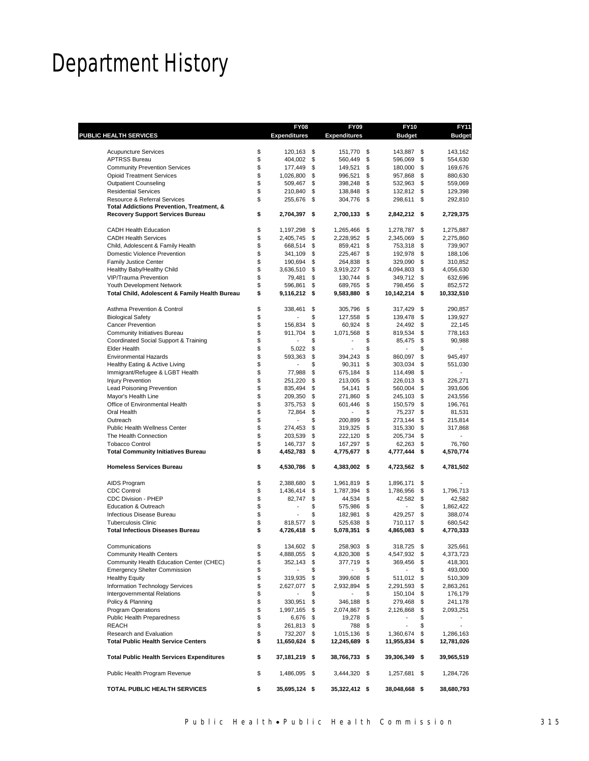# Department History

| PUBLIC HEALTH SERVICES | FY08 Expenditures | FY09 Expenditures | FY10 Budget | FY11 Budget |
|---|---|---|---|---|
| Acupuncture Services | $ 120,163 | $ 151,770 | $ 143,887 | $ 143,162 |
| APTRSS Bureau | $ 404,002 | $ 560,449 | $ 596,069 | $ 554,630 |
| Community Prevention Services | $ 177,449 | $ 149,521 | $ 180,000 | $ 169,676 |
| Opioid Treatment Services | $ 1,026,800 | $ 996,521 | $ 957,868 | $ 880,630 |
| Outpatient Counseling | $ 509,467 | $ 398,248 | $ 532,963 | $ 559,069 |
| Residential Services | $ 210,840 | $ 138,848 | $ 132,812 | $ 129,398 |
| Resource & Referral Services | $ 255,676 | $ 304,776 | $ 298,611 | $ 292,810 |
| **Total Addictions Prevention, Treatment, & Recovery Support Services Bureau** | **$ 2,704,397** | **$ 2,700,133** | **$ 2,842,212** | **$ 2,729,375** |
| | | | | |
| CADH Health Education | $ 1,197,298 | $ 1,265,466 | $ 1,278,787 | $ 1,275,887 |
| CADH Health Services | $ 2,405,745 | $ 2,228,952 | $ 2,345,069 | $ 2,275,860 |
| Child, Adolescent & Family Health | $ 668,514 | $ 859,421 | $ 753,318 | $ 739,907 |
| Domestic Violence Prevention | $ 341,109 | $ 225,467 | $ 192,978 | $ 188,106 |
| Family Justice Center | $ 190,694 | $ 264,838 | $ 329,090 | $ 310,852 |
| Healthy Baby/Healthy Child | $ 3,636,510 | $ 3,919,227 | $ 4,094,803 | $ 4,056,630 |
| VIP/Trauma Prevention | $ 79,481 | $ 130,744 | $ 349,712 | $ 632,696 |
| Youth Development Network | $ 596,861 | $ 689,765 | $ 798,456 | $ 852,572 |
| **Total Child, Adolescent & Family Health Bureau** | **$ 9,116,212** | **$ 9,583,880** | **$ 10,142,214** | **$ 10,332,510** |
| | | | | |
| Asthma Prevention & Control | $ 338,461 | $ 305,796 | $ 317,429 | $ 290,857 |
| Biological Safety | $ - | $ 127,558 | $ 139,478 | $ 139,927 |
| Cancer Prevention | $ 156,834 | $ 60,924 | $ 24,492 | $ 22,145 |
| Community Initiatives Bureau | $ 911,704 | $ 1,071,568 | $ 819,534 | $ 778,163 |
| Coordinated Social Support & Training | $ - | $ - | $ 85,475 | $ 90,988 |
| Elder Health | $ 5,022 | $ - | $ - | $ - |
| Environmental Hazards | $ 593,363 | $ 394,243 | $ 860,097 | $ 945,497 |
| Healthy Eating & Active Living | $ - | $ 90,311 | $ 303,034 | $ 551,030 |
| Immigrant/Refugee & LGBT Health | $ 77,988 | $ 675,184 | $ 114,498 | $ - |
| Injury Prevention | $ 251,220 | $ 213,005 | $ 226,013 | $ 226,271 |
| Lead Poisoning Prevention | $ 835,494 | $ 54,141 | $ 560,004 | $ 393,606 |
| Mayor's Health Line | $ 209,350 | $ 271,860 | $ 245,103 | $ 243,556 |
| Office of Environmental Health | $ 375,753 | $ 601,446 | $ 150,579 | $ 196,761 |
| Oral Health | $ 72,864 | $ - | $ 75,237 | $ 81,531 |
| Outreach | $ - | $ 200,899 | $ 273,144 | $ 215,814 |
| Public Health Wellness Center | $ 274,453 | $ 319,325 | $ 315,330 | $ 317,868 |
| The Health Connection | $ 203,539 | $ 222,120 | $ 205,734 | $ - |
| Tobacco Control | $ 146,737 | $ 167,297 | $ 62,263 | $ 76,760 |
| **Total Community Initiatives Bureau** | **$ 4,452,783** | **$ 4,775,677** | **$ 4,777,444** | **$ 4,570,774** |
| | | | | |
| **Homeless Services Bureau** | **$ 4,530,786** | **$ 4,383,002** | **$ 4,723,562** | **$ 4,781,502** |
| | | | | |
| AIDS Program | $ 2,388,680 | $ 1,961,819 | $ 1,896,171 | $ - |
| CDC Control | $ 1,436,414 | $ 1,787,394 | $ 1,786,956 | $ 1,796,713 |
| CDC Division - PHEP | $ 82,747 | $ 44,534 | $ 42,582 | $ 42,582 |
| Education & Outreach | $ - | $ 575,986 | $ - | $ 1,862,422 |
| Infectious Disease Bureau | $ - | $ 182,981 | $ 429,257 | $ 388,074 |
| Tuberculosis Clinic | $ 818,577 | $ 525,638 | $ 710,117 | $ 680,542 |
| **Total Infectious Diseases Bureau** | **$ 4,726,418** | **$ 5,078,351** | **$ 4,865,083** | **$ 4,770,333** |
| | | | | |
| Communications | $ 134,602 | $ 258,903 | $ 318,725 | $ 325,661 |
| Community Health Centers | $ 4,888,055 | $ 4,820,308 | $ 4,547,932 | $ 4,373,723 |
| Community Health Education Center (CHEC) | $ 352,143 | $ 377,719 | $ 369,456 | $ 418,301 |
| Emergency Shelter Commission | $ - | $ - | $ - | $ 493,000 |
| Healthy Equity | $ 319,935 | $ 399,608 | $ 511,012 | $ 510,309 |
| Information Technology Services | $ 2,627,077 | $ 2,932,894 | $ 2,291,593 | $ 2,863,261 |
| Intergovernmental Relations | $ - | $ - | $ 150,104 | $ 176,179 |
| Policy & Planning | $ 330,951 | $ 346,188 | $ 279,468 | $ 241,178 |
| Program Operations | $ 1,997,165 | $ 2,074,867 | $ 2,126,868 | $ 2,093,251 |
| Public Health Preparedness | $ 6,676 | $ 19,278 | $ - | $ - |
| REACH | $ 261,813 | $ 788 | $ - | $ - |
| Research and Evaluation | $ 732,207 | $ 1,015,136 | $ 1,360,674 | $ 1,286,163 |
| **Total Public Health Service Centers** | **$ 11,650,624** | **$ 12,245,689** | **$ 11,955,834** | **$ 12,781,026** |
| | | | | |
| **Total Public Health Services Expenditures** | **$ 37,181,219** | **$ 38,766,733** | **$ 39,306,349** | **$ 39,965,519** |
| | | | | |
| Public Health Program Revenue | $ 1,486,095 | $ 3,444,320 | $ 1,257,681 | $ 1,284,726 |
| | | | | |
| **TOTAL PUBLIC HEALTH SERVICES** | **$ 35,695,124** | **$ 35,322,412** | **$ 38,048,668** | **$ 38,680,793** |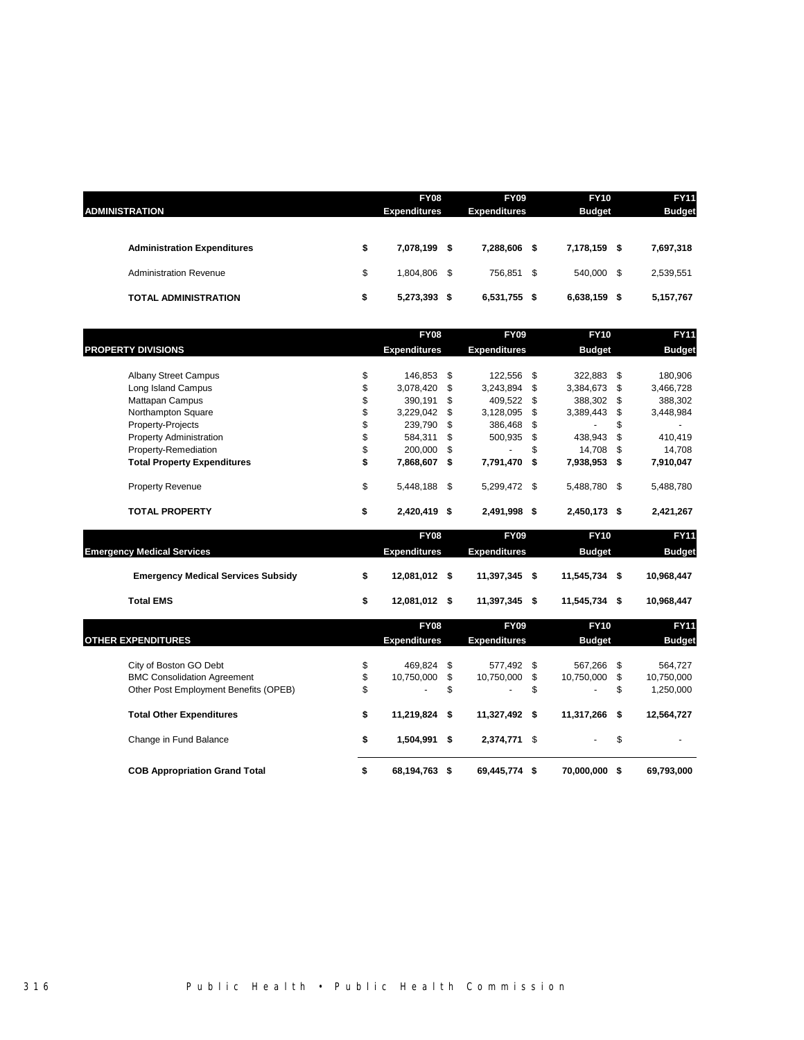| ADMINISTRATION | FY08 Expenditures | FY09 Expenditures | FY10 Budget | FY11 Budget |
|---|---|---|---|---|
| **Administration Expenditures** | **$ 7,078,199** | **$ 7,288,606** | **$ 7,178,159** | **$ 7,697,318** |
| Administration Revenue | $ 1,804,806 | $ 756,851 | $ 540,000 | $ 2,539,551 |
| **TOTAL ADMINISTRATION** | **$ 5,273,393** | **$ 6,531,755** | **$ 6,638,159** | **$ 5,157,767** |

| PROPERTY DIVISIONS | FY08 Expenditures | FY09 Expenditures | FY10 Budget | FY11 Budget |
|---|---|---|---|---|
| Albany Street Campus | $ 146,853 | $ 122,556 | $ 322,883 | $ 180,906 |
| Long Island Campus | $ 3,078,420 | $ 3,243,894 | $ 3,384,673 | $ 3,466,728 |
| Mattapan Campus | $ 390,191 | $ 409,522 | $ 388,302 | $ 388,302 |
| Northampton Square | $ 3,229,042 | $ 3,128,095 | $ 3,389,443 | $ 3,448,984 |
| Property-Projects | $ 239,790 | $ 386,468 | $ - | $ - |
| Property Administration | $ 584,311 | $ 500,935 | $ 438,943 | $ 410,419 |
| Property-Remediation | $ 200,000 | $ - | $ 14,708 | $ 14,708 |
| **Total Property Expenditures** | **$ 7,868,607** | **$ 7,791,470** | **$ 7,938,953** | **$ 7,910,047** |
| Property Revenue | $ 5,448,188 | $ 5,299,472 | $ 5,488,780 | $ 5,488,780 |
| **TOTAL PROPERTY** | **$ 2,420,419** | **$ 2,491,998** | **$ 2,450,173** | **$ 2,421,267** |

| Emergency Medical Services | FY08 Expenditures | FY09 Expenditures | FY10 Budget | FY11 Budget |
|---|---|---|---|---|
| **Emergency Medical Services Subsidy** | **$ 12,081,012** | **$ 11,397,345** | **$ 11,545,734** | **$ 10,968,447** |
| **Total EMS** | **$ 12,081,012** | **$ 11,397,345** | **$ 11,545,734** | **$ 10,968,447** |

| OTHER EXPENDITURES | FY08 Expenditures | FY09 Expenditures | FY10 Budget | FY11 Budget |
|---|---|---|---|---|
| City of Boston GO Debt | $ 469,824 | $ 577,492 | $ 567,266 | $ 564,727 |
| BMC Consolidation Agreement | $ 10,750,000 | $ 10,750,000 | $ 10,750,000 | $ 10,750,000 |
| Other Post Employment Benefits (OPEB) | $ - | $ - | $ - | $ 1,250,000 |
| **Total Other Expenditures** | **$ 11,219,824** | **$ 11,327,492** | **$ 11,317,266** | **$ 12,564,727** |
| Change in Fund Balance | **$ 1,504,991** | **$ 2,374,771** | $ - | $ - |
| **COB Appropriation Grand Total** | **$ 68,194,763** | **$ 69,445,774** | **$ 70,000,000** | **$ 69,793,000** |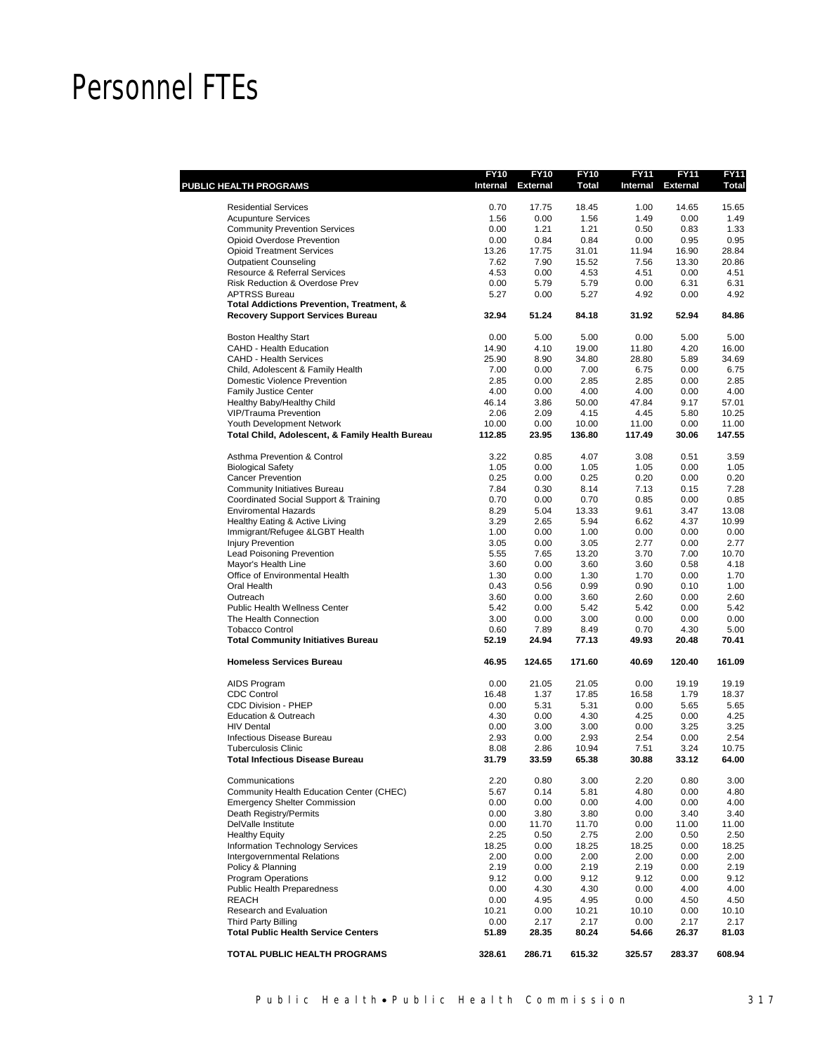# Personnel FTEs

| PUBLIC HEALTH PROGRAMS | FY10 Internal | FY10 External | FY10 Total | FY11 Internal | FY11 External | FY11 Total |
|---|---|---|---|---|---|---|
| Residential Services | 0.70 | 17.75 | 18.45 | 1.00 | 14.65 | 15.65 |
| Acupunture Services | 1.56 | 0.00 | 1.56 | 1.49 | 0.00 | 1.49 |
| Community Prevention Services | 0.00 | 1.21 | 1.21 | 0.50 | 0.83 | 1.33 |
| Opioid Overdose Prevention | 0.00 | 0.84 | 0.84 | 0.00 | 0.95 | 0.95 |
| Opioid Treatment Services | 13.26 | 17.75 | 31.01 | 11.94 | 16.90 | 28.84 |
| Outpatient Counseling | 7.62 | 7.90 | 15.52 | 7.56 | 13.30 | 20.86 |
| Resource & Referral Services | 4.53 | 0.00 | 4.53 | 4.51 | 0.00 | 4.51 |
| Risk Reduction & Overdose Prev | 0.00 | 5.79 | 5.79 | 0.00 | 6.31 | 6.31 |
| APTRSS Bureau | 5.27 | 0.00 | 5.27 | 4.92 | 0.00 | 4.92 |
| **Total Addictions Prevention, Treatment, & Recovery Support Services Bureau** | **32.94** | **51.24** | **84.18** | **31.92** | **52.94** | **84.86** |
| Boston Healthy Start | 0.00 | 5.00 | 5.00 | 0.00 | 5.00 | 5.00 |
| CAHD - Health Education | 14.90 | 4.10 | 19.00 | 11.80 | 4.20 | 16.00 |
| CAHD - Health Services | 25.90 | 8.90 | 34.80 | 28.80 | 5.89 | 34.69 |
| Child, Adolescent & Family Health | 7.00 | 0.00 | 7.00 | 6.75 | 0.00 | 6.75 |
| Domestic Violence Prevention | 2.85 | 0.00 | 2.85 | 2.85 | 0.00 | 2.85 |
| Family Justice Center | 4.00 | 0.00 | 4.00 | 4.00 | 0.00 | 4.00 |
| Healthy Baby/Healthy Child | 46.14 | 3.86 | 50.00 | 47.84 | 9.17 | 57.01 |
| VIP/Trauma Prevention | 2.06 | 2.09 | 4.15 | 4.45 | 5.80 | 10.25 |
| Youth Development Network | 10.00 | 0.00 | 10.00 | 11.00 | 0.00 | 11.00 |
| **Total Child, Adolescent, & Family Health Bureau** | **112.85** | **23.95** | **136.80** | **117.49** | **30.06** | **147.55** |
| Asthma Prevention & Control | 3.22 | 0.85 | 4.07 | 3.08 | 0.51 | 3.59 |
| Biological Safety | 1.05 | 0.00 | 1.05 | 1.05 | 0.00 | 1.05 |
| Cancer Prevention | 0.25 | 0.00 | 0.25 | 0.20 | 0.00 | 0.20 |
| Community Initiatives Bureau | 7.84 | 0.30 | 8.14 | 7.13 | 0.15 | 7.28 |
| Coordinated Social Support & Training | 0.70 | 0.00 | 0.70 | 0.85 | 0.00 | 0.85 |
| Enviromental Hazards | 8.29 | 5.04 | 13.33 | 9.61 | 3.47 | 13.08 |
| Healthy Eating & Active Living | 3.29 | 2.65 | 5.94 | 6.62 | 4.37 | 10.99 |
| Immigrant/Refugee &LGBT Health | 1.00 | 0.00 | 1.00 | 0.00 | 0.00 | 0.00 |
| Injury Prevention | 3.05 | 0.00 | 3.05 | 2.77 | 0.00 | 2.77 |
| Lead Poisoning Prevention | 5.55 | 7.65 | 13.20 | 3.70 | 7.00 | 10.70 |
| Mayor's Health Line | 3.60 | 0.00 | 3.60 | 3.60 | 0.58 | 4.18 |
| Office of Environmental Health | 1.30 | 0.00 | 1.30 | 1.70 | 0.00 | 1.70 |
| Oral Health | 0.43 | 0.56 | 0.99 | 0.90 | 0.10 | 1.00 |
| Outreach | 3.60 | 0.00 | 3.60 | 2.60 | 0.00 | 2.60 |
| Public Health Wellness Center | 5.42 | 0.00 | 5.42 | 5.42 | 0.00 | 5.42 |
| The Health Connection | 3.00 | 0.00 | 3.00 | 0.00 | 0.00 | 0.00 |
| Tobacco Control | 0.60 | 7.89 | 8.49 | 0.70 | 4.30 | 5.00 |
| **Total Community Initiatives Bureau** | **52.19** | **24.94** | **77.13** | **49.93** | **20.48** | **70.41** |
| **Homeless Services Bureau** | **46.95** | **124.65** | **171.60** | **40.69** | **120.40** | **161.09** |
| AIDS Program | 0.00 | 21.05 | 21.05 | 0.00 | 19.19 | 19.19 |
| CDC Control | 16.48 | 1.37 | 17.85 | 16.58 | 1.79 | 18.37 |
| CDC Division - PHEP | 0.00 | 5.31 | 5.31 | 0.00 | 5.65 | 5.65 |
| Education & Outreach | 4.30 | 0.00 | 4.30 | 4.25 | 0.00 | 4.25 |
| HIV Dental | 0.00 | 3.00 | 3.00 | 0.00 | 3.25 | 3.25 |
| Infectious Disease Bureau | 2.93 | 0.00 | 2.93 | 2.54 | 0.00 | 2.54 |
| Tuberculosis Clinic | 8.08 | 2.86 | 10.94 | 7.51 | 3.24 | 10.75 |
| **Total Infectious Disease Bureau** | **31.79** | **33.59** | **65.38** | **30.88** | **33.12** | **64.00** |
| Communications | 2.20 | 0.80 | 3.00 | 2.20 | 0.80 | 3.00 |
| Community Health Education Center (CHEC) | 5.67 | 0.14 | 5.81 | 4.80 | 0.00 | 4.80 |
| Emergency Shelter Commission | 0.00 | 0.00 | 0.00 | 4.00 | 0.00 | 4.00 |
| Death Registry/Permits | 0.00 | 3.80 | 3.80 | 0.00 | 3.40 | 3.40 |
| DelValle Institute | 0.00 | 11.70 | 11.70 | 0.00 | 11.00 | 11.00 |
| Healthy Equity | 2.25 | 0.50 | 2.75 | 2.00 | 0.50 | 2.50 |
| Information Technology Services | 18.25 | 0.00 | 18.25 | 18.25 | 0.00 | 18.25 |
| Intergovernmental Relations | 2.00 | 0.00 | 2.00 | 2.00 | 0.00 | 2.00 |
| Policy & Planning | 2.19 | 0.00 | 2.19 | 2.19 | 0.00 | 2.19 |
| Program Operations | 9.12 | 0.00 | 9.12 | 9.12 | 0.00 | 9.12 |
| Public Health Preparedness | 0.00 | 4.30 | 4.30 | 0.00 | 4.00 | 4.00 |
| REACH | 0.00 | 4.95 | 4.95 | 0.00 | 4.50 | 4.50 |
| Research and Evaluation | 10.21 | 0.00 | 10.21 | 10.10 | 0.00 | 10.10 |
| Third Party Billing | 0.00 | 2.17 | 2.17 | 0.00 | 2.17 | 2.17 |
| **Total Public Health Service Centers** | **51.89** | **28.35** | **80.24** | **54.66** | **26.37** | **81.03** |
| **TOTAL PUBLIC HEALTH PROGRAMS** | **328.61** | **286.71** | **615.32** | **325.57** | **283.37** | **608.94** |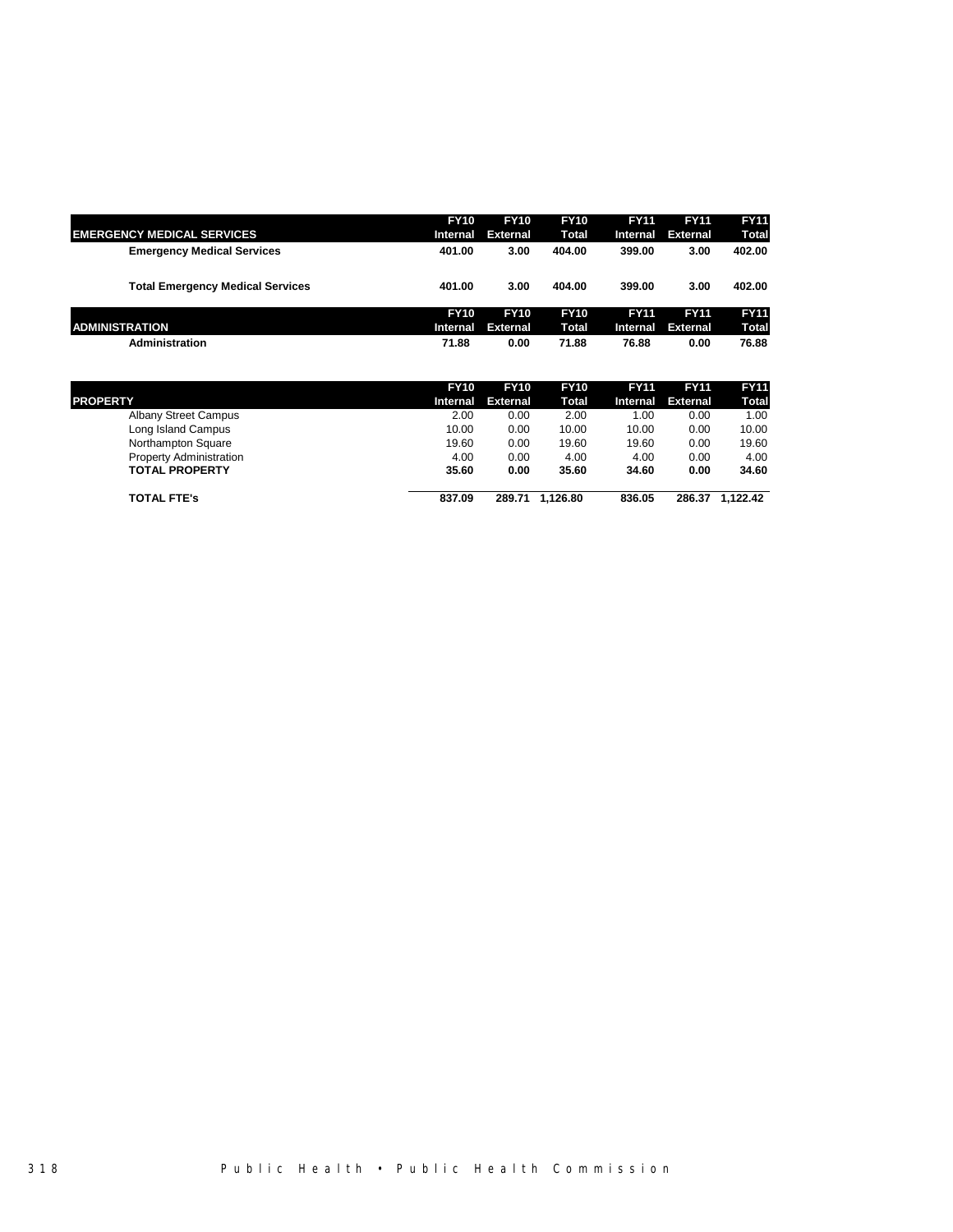| EMERGENCY MEDICAL SERVICES | FY10 Internal | FY10 External | FY10 Total | FY11 Internal | FY11 External | FY11 Total |
|---|---|---|---|---|---|---|
| **Emergency Medical Services** | **401.00** | **3.00** | **404.00** | **399.00** | **3.00** | **402.00** |
| **Total Emergency Medical Services** | **401.00** | **3.00** | **404.00** | **399.00** | **3.00** | **402.00** |

| ADMINISTRATION | FY10 Internal | FY10 External | FY10 Total | FY11 Internal | FY11 External | FY11 Total |
|---|---|---|---|---|---|---|
| **Administration** | **71.88** | **0.00** | **71.88** | **76.88** | **0.00** | **76.88** |

| PROPERTY | FY10 Internal | FY10 External | FY10 Total | FY11 Internal | FY11 External | FY11 Total |
|---|---|---|---|---|---|---|
| Albany Street Campus | 2.00 | 0.00 | 2.00 | 1.00 | 0.00 | 1.00 |
| Long Island Campus | 10.00 | 0.00 | 10.00 | 10.00 | 0.00 | 10.00 |
| Northampton Square | 19.60 | 0.00 | 19.60 | 19.60 | 0.00 | 19.60 |
| Property Administration | 4.00 | 0.00 | 4.00 | 4.00 | 0.00 | 4.00 |
| **TOTAL PROPERTY** | **35.60** | **0.00** | **35.60** | **34.60** | **0.00** | **34.60** |
| **TOTAL FTE's** | **837.09** | **289.71** | **1,126.80** | **836.05** | **286.37** | **1,122.42** |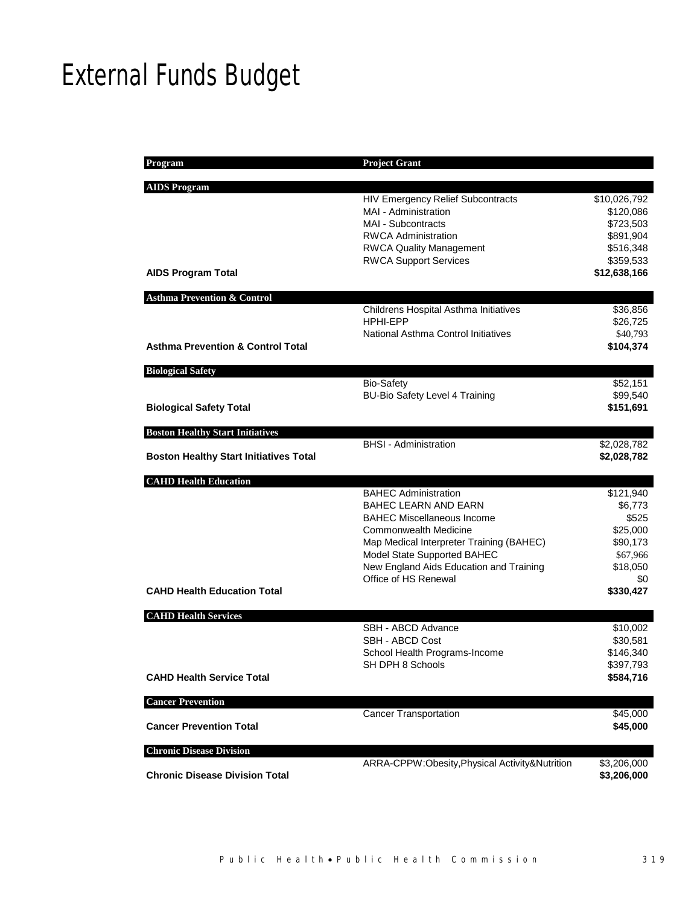# External Funds Budget

| Program | Project Grant | |
|---|---|---|
| **AIDS Program** | | |
| | HIV Emergency Relief Subcontracts | $10,026,792 |
| | MAI - Administration | $120,086 |
| | MAI - Subcontracts | $723,503 |
| | RWCA Administration | $891,904 |
| | RWCA Quality Management | $516,348 |
| | RWCA Support Services | $359,533 |
| **AIDS Program Total** | | **$12,638,166** |
| **Asthma Prevention & Control** | | |
| | Childrens Hospital Asthma Initiatives | $36,856 |
| | HPHI-EPP | $26,725 |
| | National Asthma Control Initiatives | $40,793 |
| **Asthma Prevention & Control Total** | | **$104,374** |
| **Biological Safety** | | |
| | Bio-Safety | $52,151 |
| | BU-Bio Safety Level 4 Training | $99,540 |
| **Biological Safety Total** | | **$151,691** |
| **Boston Healthy Start Initiatives** | | |
| | BHSI - Administration | $2,028,782 |
| **Boston Healthy Start Initiatives Total** | | **$2,028,782** |
| **CAHD Health Education** | | |
| | BAHEC Administration | $121,940 |
| | BAHEC LEARN AND EARN | $6,773 |
| | BAHEC Miscellaneous Income | $525 |
| | Commonwealth Medicine | $25,000 |
| | Map Medical Interpreter Training (BAHEC) | $90,173 |
| | Model State Supported BAHEC | $67,966 |
| | New England Aids Education and Training | $18,050 |
| | Office of HS Renewal | $0 |
| **CAHD Health Education Total** | | **$330,427** |
| **CAHD Health Services** | | |
| | SBH - ABCD Advance | $10,002 |
| | SBH - ABCD Cost | $30,581 |
| | School Health Programs-Income | $146,340 |
| | SH DPH 8 Schools | $397,793 |
| **CAHD Health Service Total** | | **$584,716** |
| **Cancer Prevention** | | |
| | Cancer Transportation | $45,000 |
| **Cancer Prevention Total** | | **$45,000** |
| **Chronic Disease Division** | | |
| | ARRA-CPPW:Obesity,Physical Activity&Nutrition | $3,206,000 |
| **Chronic Disease Division Total** | | **$3,206,000** |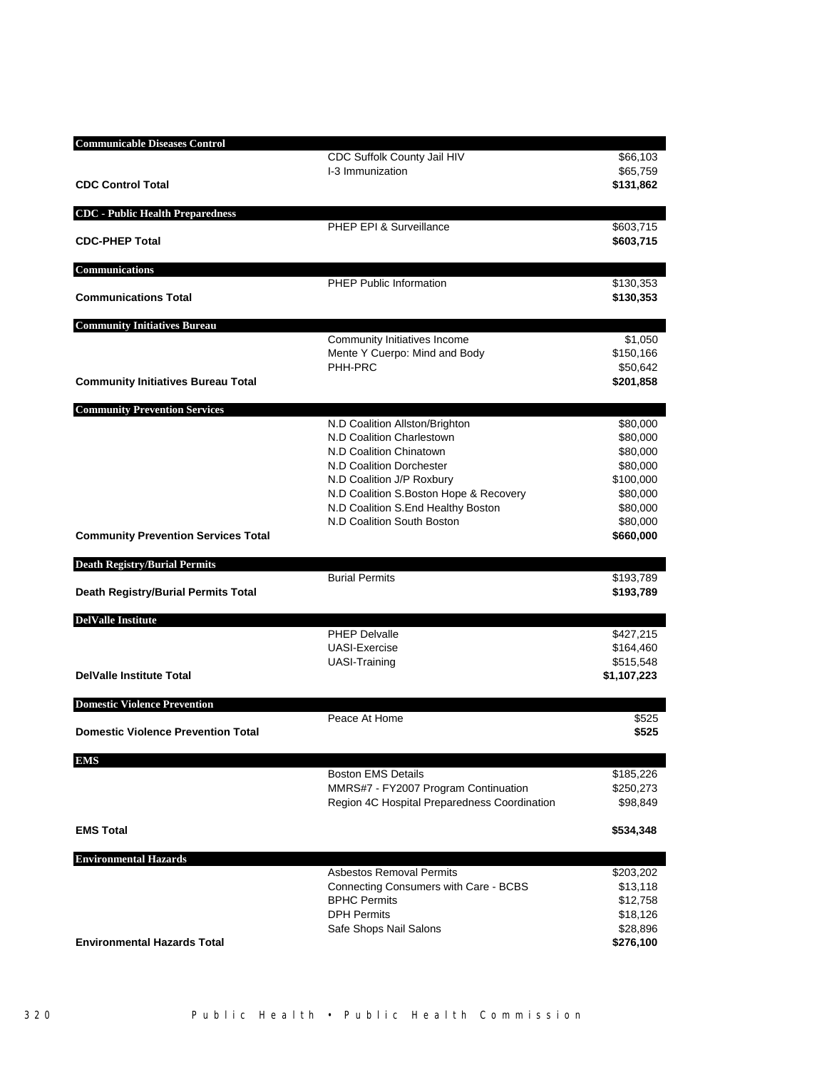| Program | Grant | Amount |
|---|---|---|
| **Communicable Diseases Control** | | |
| | CDC Suffolk County Jail HIV | $66,103 |
| | I-3 Immunization | $65,759 |
| **CDC Control Total** | | **$131,862** |
| **CDC - Public Health Preparedness** | | |
| | PHEP EPI & Surveillance | $603,715 |
| **CDC-PHEP Total** | | **$603,715** |
| **Communications** | | |
| | PHEP Public Information | $130,353 |
| **Communications Total** | | **$130,353** |
| **Community Initiatives Bureau** | | |
| | Community Initiatives Income | $1,050 |
| | Mente Y Cuerpo: Mind and Body | $150,166 |
| | PHH-PRC | $50,642 |
| **Community Initiatives Bureau Total** | | **$201,858** |
| **Community Prevention Services** | | |
| | N.D Coalition Allston/Brighton | $80,000 |
| | N.D Coalition Charlestown | $80,000 |
| | N.D Coalition Chinatown | $80,000 |
| | N.D Coalition Dorchester | $80,000 |
| | N.D Coalition J/P Roxbury | $100,000 |
| | N.D Coalition S.Boston Hope & Recovery | $80,000 |
| | N.D Coalition S.End Healthy Boston | $80,000 |
| | N.D Coalition South Boston | $80,000 |
| **Community Prevention Services Total** | | **$660,000** |
| **Death Registry/Burial Permits** | | |
| | Burial Permits | $193,789 |
| **Death Registry/Burial Permits Total** | | **$193,789** |
| **DelValle Institute** | | |
| | PHEP Delvalle | $427,215 |
| | UASI-Exercise | $164,460 |
| | UASI-Training | $515,548 |
| **DelValle Institute Total** | | **$1,107,223** |
| **Domestic Violence Prevention** | | |
| | Peace At Home | $525 |
| **Domestic Violence Prevention Total** | | **$525** |
| **EMS** | | |
| | Boston EMS Details | $185,226 |
| | MMRS#7 - FY2007 Program Continuation | $250,273 |
| | Region 4C Hospital Preparedness Coordination | $98,849 |
| **EMS Total** | | **$534,348** |
| **Environmental Hazards** | | |
| | Asbestos Removal Permits | $203,202 |
| | Connecting Consumers with Care - BCBS | $13,118 |
| | BPHC Permits | $12,758 |
| | DPH Permits | $18,126 |
| | Safe Shops Nail Salons | $28,896 |
| **Environmental Hazards Total** | | **$276,100** |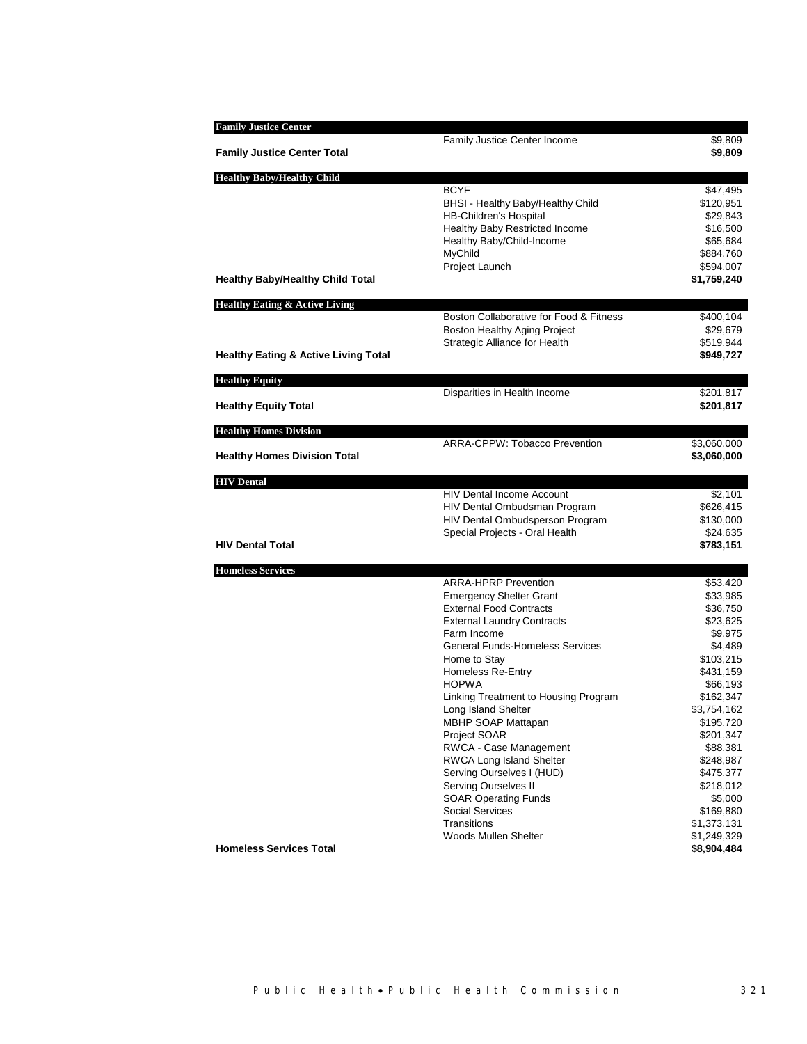| Program | Account | Amount |
|---|---|---|
| **Family Justice Center** | | |
| | Family Justice Center Income | $9,809 |
| **Family Justice Center Total** | | **$9,809** |
| **Healthy Baby/Healthy Child** | | |
| | BCYF | $47,495 |
| | BHSI - Healthy Baby/Healthy Child | $120,951 |
| | HB-Children's Hospital | $29,843 |
| | Healthy Baby Restricted Income | $16,500 |
| | Healthy Baby/Child-Income | $65,684 |
| | MyChild | $884,760 |
| | Project Launch | $594,007 |
| **Healthy Baby/Healthy Child Total** | | **$1,759,240** |
| **Healthy Eating & Active Living** | | |
| | Boston Collaborative for Food & Fitness | $400,104 |
| | Boston Healthy Aging Project | $29,679 |
| | Strategic Alliance for Health | $519,944 |
| **Healthy Eating & Active Living Total** | | **$949,727** |
| **Healthy Equity** | | |
| | Disparities in Health Income | $201,817 |
| **Healthy Equity Total** | | **$201,817** |
| **Healthy Homes Division** | | |
| | ARRA-CPPW: Tobacco Prevention | $3,060,000 |
| **Healthy Homes Division Total** | | **$3,060,000** |
| **HIV Dental** | | |
| | HIV Dental Income Account | $2,101 |
| | HIV Dental Ombudsman Program | $626,415 |
| | HIV Dental Ombudsperson Program | $130,000 |
| | Special Projects - Oral Health | $24,635 |
| **HIV Dental Total** | | **$783,151** |
| **Homeless Services** | | |
| | ARRA-HPRP Prevention | $53,420 |
| | Emergency Shelter Grant | $33,985 |
| | External Food Contracts | $36,750 |
| | External Laundry Contracts | $23,625 |
| | Farm Income | $9,975 |
| | General Funds-Homeless Services | $4,489 |
| | Home to Stay | $103,215 |
| | Homeless Re-Entry | $431,159 |
| | HOPWA | $66,193 |
| | Linking Treatment to Housing Program | $162,347 |
| | Long Island Shelter | $3,754,162 |
| | MBHP SOAP Mattapan | $195,720 |
| | Project SOAR | $201,347 |
| | RWCA - Case Management | $88,381 |
| | RWCA Long Island Shelter | $248,987 |
| | Serving Ourselves I (HUD) | $475,377 |
| | Serving Ourselves II | $218,012 |
| | SOAR Operating Funds | $5,000 |
| | Social Services | $169,880 |
| | Transitions | $1,373,131 |
| | Woods Mullen Shelter | $1,249,329 |
| **Homeless Services Total** | | **$8,904,484** |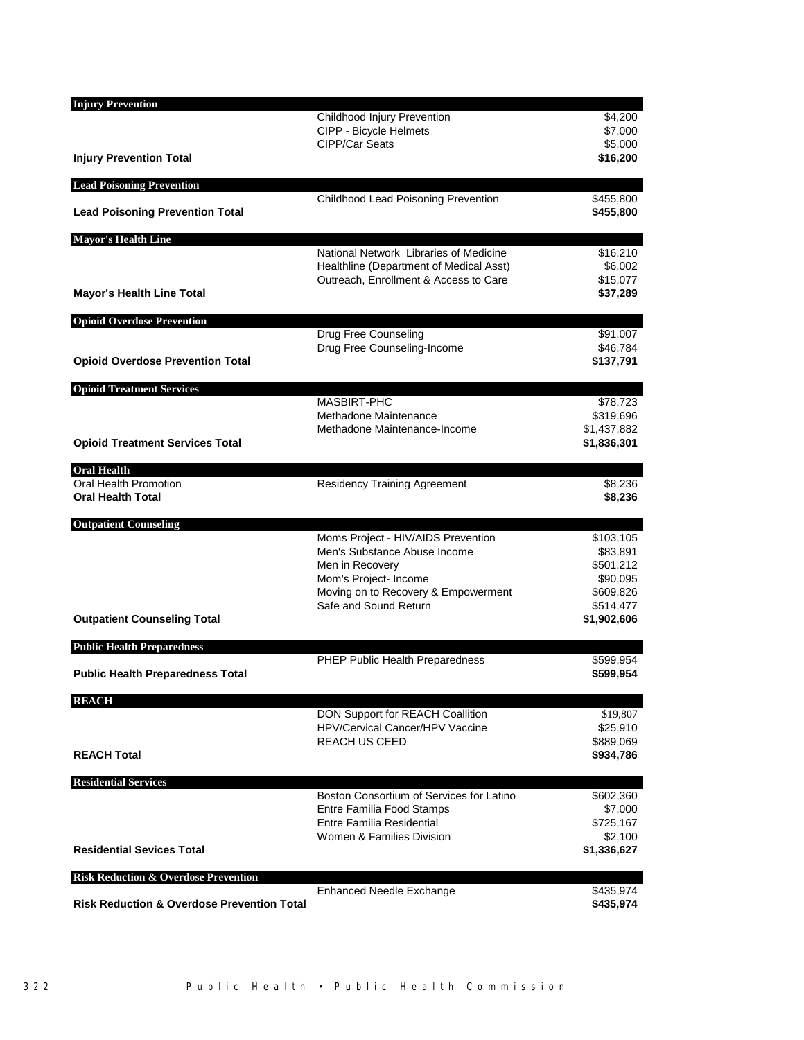| Injury Prevention | | |
|---|---|---|
| | Childhood Injury Prevention | $4,200 |
| | CIPP - Bicycle Helmets | $7,000 |
| | CIPP/Car Seats | $5,000 |
| **Injury Prevention Total** | | **$16,200** |

| Lead Poisoning Prevention | | |
|---|---|---|
| | Childhood Lead Poisoning Prevention | $455,800 |
| **Lead Poisoning Prevention Total** | | **$455,800** |

| Mayor's Health Line | | |
|---|---|---|
| | National Network Libraries of Medicine | $16,210 |
| | Healthline (Department of Medical Asst) | $6,002 |
| | Outreach, Enrollment & Access to Care | $15,077 |
| **Mayor's Health Line Total** | | **$37,289** |

| Opioid Overdose Prevention | | |
|---|---|---|
| | Drug Free Counseling | $91,007 |
| | Drug Free Counseling-Income | $46,784 |
| **Opioid Overdose Prevention Total** | | **$137,791** |

| Opioid Treatment Services | | |
|---|---|---|
| | MASBIRT-PHC | $78,723 |
| | Methadone Maintenance | $319,696 |
| | Methadone Maintenance-Income | $1,437,882 |
| **Opioid Treatment Services Total** | | **$1,836,301** |

| Oral Health | | |
|---|---|---|
| Oral Health Promotion | Residency Training Agreement | $8,236 |
| **Oral Health Total** | | **$8,236** |

| Outpatient Counseling | | |
|---|---|---|
| | Moms Project - HIV/AIDS Prevention | $103,105 |
| | Men's Substance Abuse Income | $83,891 |
| | Men in Recovery | $501,212 |
| | Mom's Project- Income | $90,095 |
| | Moving on to Recovery & Empowerment | $609,826 |
| | Safe and Sound Return | $514,477 |
| **Outpatient Counseling Total** | | **$1,902,606** |

| Public Health Preparedness | | |
|---|---|---|
| | PHEP Public Health Preparedness | $599,954 |
| **Public Health Preparedness Total** | | **$599,954** |

| REACH | | |
|---|---|---|
| | DON Support for REACH Coallition | $19,807 |
| | HPV/Cervical Cancer/HPV Vaccine | $25,910 |
| | REACH US CEED | $889,069 |
| **REACH Total** | | **$934,786** |

| Residential Services | | |
|---|---|---|
| | Boston Consortium of Services for Latino | $602,360 |
| | Entre Familia Food Stamps | $7,000 |
| | Entre Familia Residential | $725,167 |
| | Women & Families Division | $2,100 |
| **Residential Sevices Total** | | **$1,336,627** |

| Risk Reduction & Overdose Prevention | | |
|---|---|---|
| | Enhanced Needle Exchange | $435,974 |
| **Risk Reduction & Overdose Prevention Total** | | **$435,974** |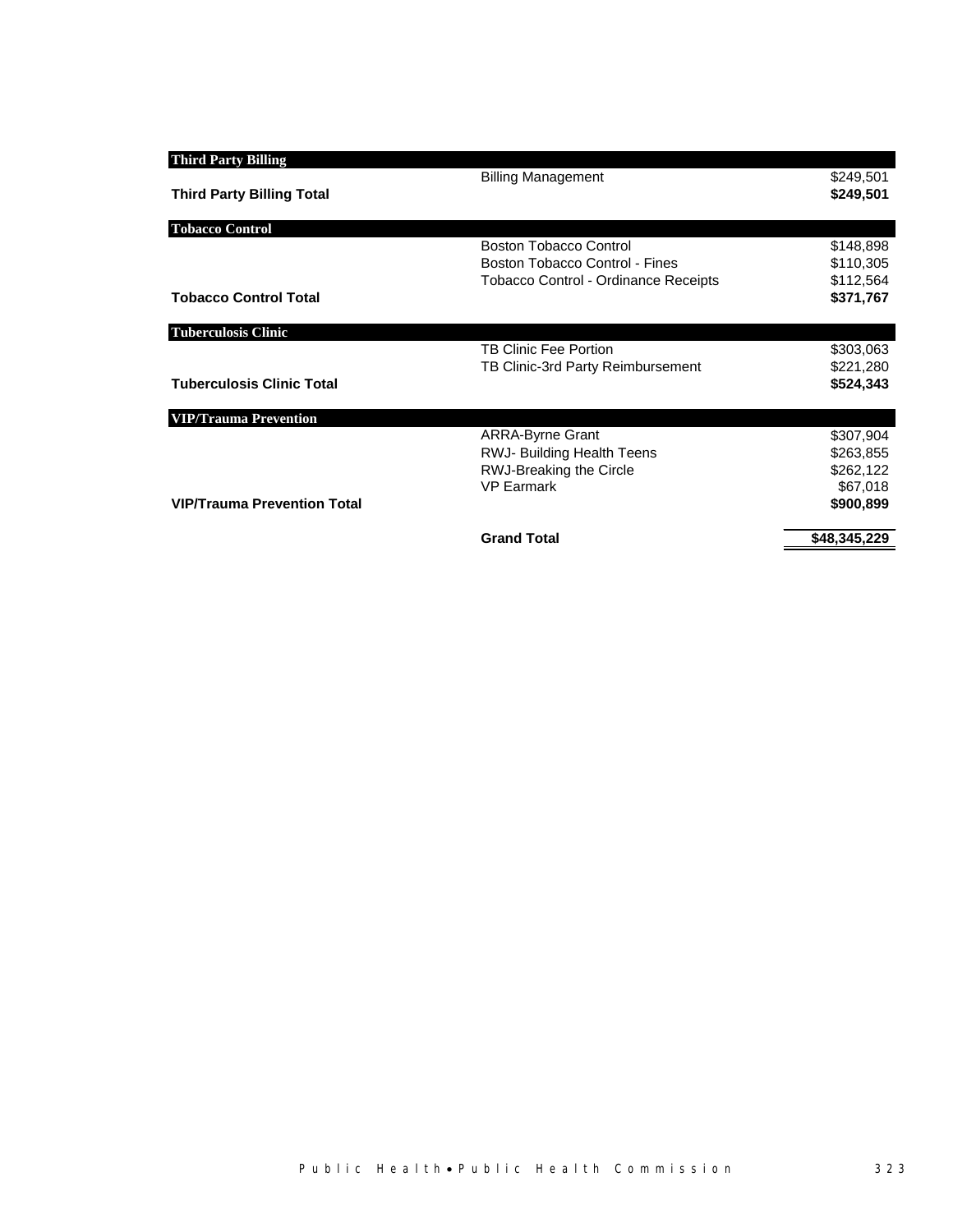| | | |
|---|---|---|
| **Third Party Billing** | | |
| | Billing Management | $249,501 |
| **Third Party Billing Total** | | **$249,501** |
| **Tobacco Control** | | |
| | Boston Tobacco Control | $148,898 |
| | Boston Tobacco Control - Fines | $110,305 |
| | Tobacco Control - Ordinance Receipts | $112,564 |
| **Tobacco Control Total** | | **$371,767** |
| **Tuberculosis Clinic** | | |
| | TB Clinic Fee Portion | $303,063 |
| | TB Clinic-3rd Party Reimbursement | $221,280 |
| **Tuberculosis Clinic Total** | | **$524,343** |
| **VIP/Trauma Prevention** | | |
| | ARRA-Byrne Grant | $307,904 |
| | RWJ- Building Health Teens | $263,855 |
| | RWJ-Breaking the Circle | $262,122 |
| | VP Earmark | $67,018 |
| **VIP/Trauma Prevention Total** | | **$900,899** |
| | **Grand Total** | **$48,345,229** |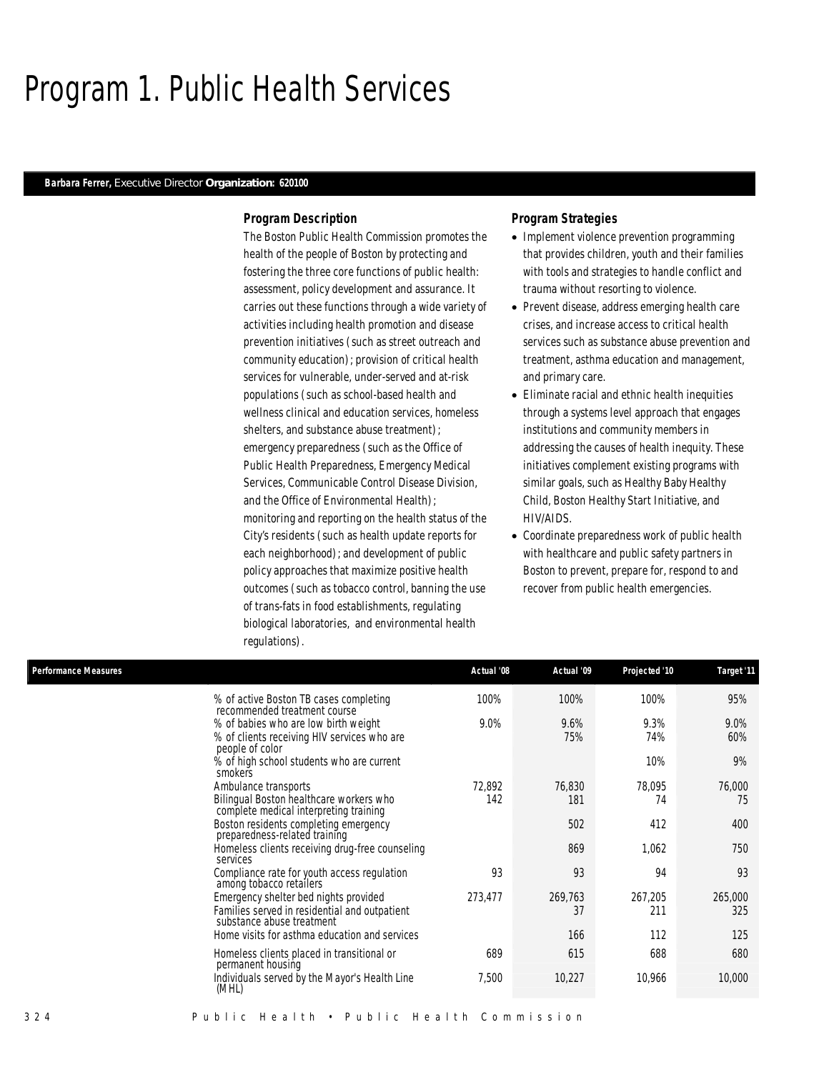# Program 1. Public Health Services

***Barbara Ferrer,*** *Executive Director* **Organization: 620100**

### *Program Description*

The Boston Public Health Commission promotes the health of the people of Boston by protecting and fostering the three core functions of public health: assessment, policy development and assurance. It carries out these functions through a wide variety of activities including health promotion and disease prevention initiatives (such as street outreach and community education); provision of critical health services for vulnerable, under-served and at-risk populations (such as school-based health and wellness clinical and education services, homeless shelters, and substance abuse treatment); emergency preparedness (such as the Office of Public Health Preparedness, Emergency Medical Services, Communicable Control Disease Division, and the Office of Environmental Health); monitoring and reporting on the health status of the City's residents (such as health update reports for each neighborhood); and development of public policy approaches that maximize positive health outcomes (such as tobacco control, banning the use of trans-fats in food establishments, regulating biological laboratories, and environmental health regulations).

### *Program Strategies*

- Implement violence prevention programming that provides children, youth and their families with tools and strategies to handle conflict and trauma without resorting to violence.
- Prevent disease, address emerging health care crises, and increase access to critical health services such as substance abuse prevention and treatment, asthma education and management, and primary care.
- Eliminate racial and ethnic health inequities through a systems level approach that engages institutions and community members in addressing the causes of health inequity. These initiatives complement existing programs with similar goals, such as Healthy Baby Healthy Child, Boston Healthy Start Initiative, and HIV/AIDS.
- Coordinate preparedness work of public health with healthcare and public safety partners in Boston to prevent, prepare for, respond to and recover from public health emergencies.

| Performance Measures | Actual '08 | Actual '09 | Projected '10 | Target '11 |
|---|---|---|---|---|
| % of active Boston TB cases completing recommended treatment course | 100% | 100% | 100% | 95% |
| % of babies who are low birth weight | 9.0% | 9.6% | 9.3% | 9.0% |
| % of clients receiving HIV services who are people of color | | 75% | 74% | 60% |
| % of high school students who are current smokers | | | 10% | 9% |
| Ambulance transports | 72,892 | 76,830 | 78,095 | 76,000 |
| Bilingual Boston healthcare workers who complete medical interpreting training | 142 | 181 | 74 | 75 |
| Boston residents completing emergency preparedness-related training | | 502 | 412 | 400 |
| Homeless clients receiving drug-free counseling services | | 869 | 1,062 | 750 |
| Compliance rate for youth access regulation among tobacco retailers | 93 | 93 | 94 | 93 |
| Emergency shelter bed nights provided | 273,477 | 269,763 | 267,205 | 265,000 |
| Families served in residential and outpatient substance abuse treatment | | 37 | 211 | 325 |
| Home visits for asthma education and services | | 166 | 112 | 125 |
| Homeless clients placed in transitional or permanent housing | 689 | 615 | 688 | 680 |
| Individuals served by the Mayor's Health Line (MHL) | 7,500 | 10,227 | 10,966 | 10,000 |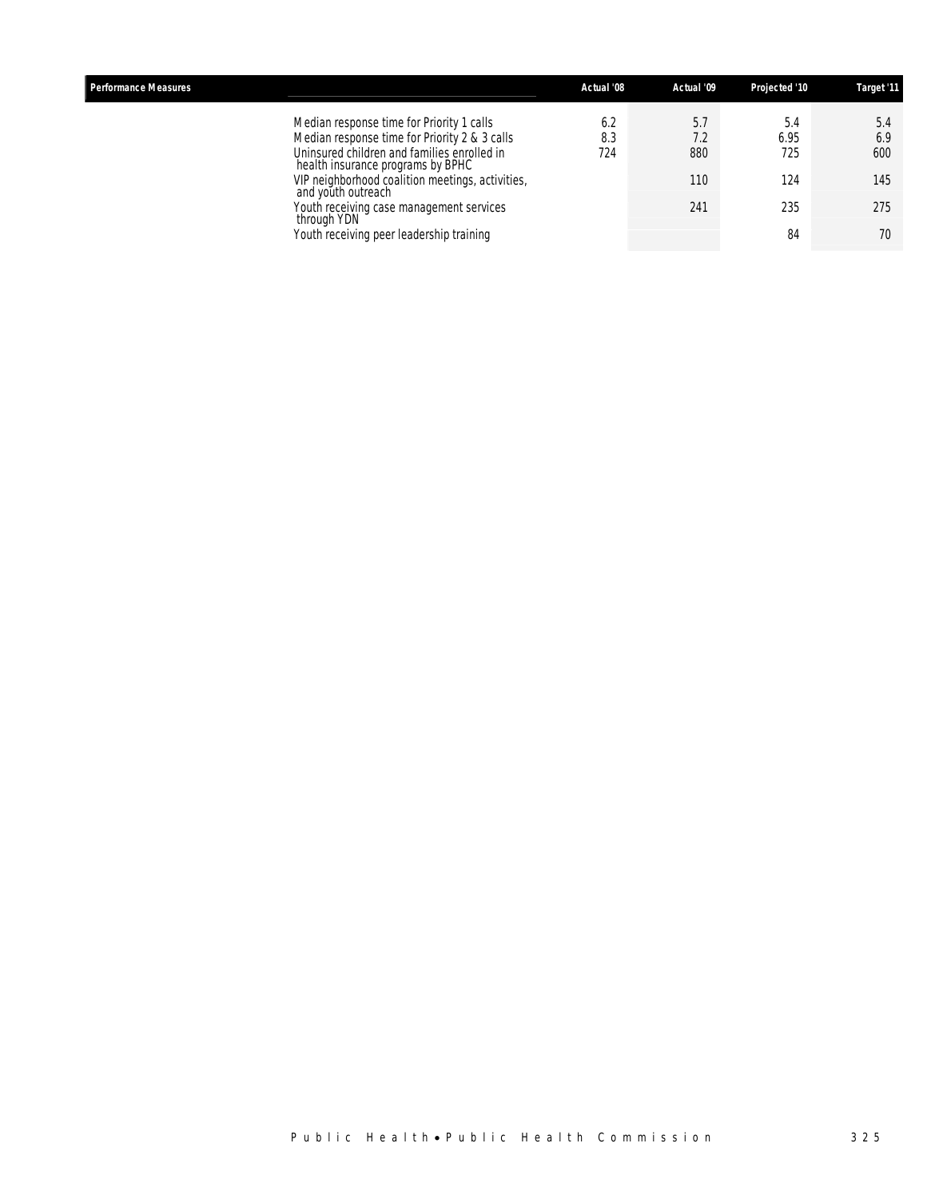| Performance Measures | Actual '08 | Actual '09 | Projected '10 | Target '11 |
|---|---|---|---|---|
| Median response time for Priority 1 calls | 6.2 | 5.7 | 5.4 | 5.4 |
| Median response time for Priority 2 & 3 calls | 8.3 | 7.2 | 6.95 | 6.9 |
| Uninsured children and families enrolled in health insurance programs by BPHC | 724 | 880 | 725 | 600 |
| VIP neighborhood coalition meetings, activities, and youth outreach | | 110 | 124 | 145 |
| Youth receiving case management services through YDN | | 241 | 235 | 275 |
| Youth receiving peer leadership training | | | 84 | 70 |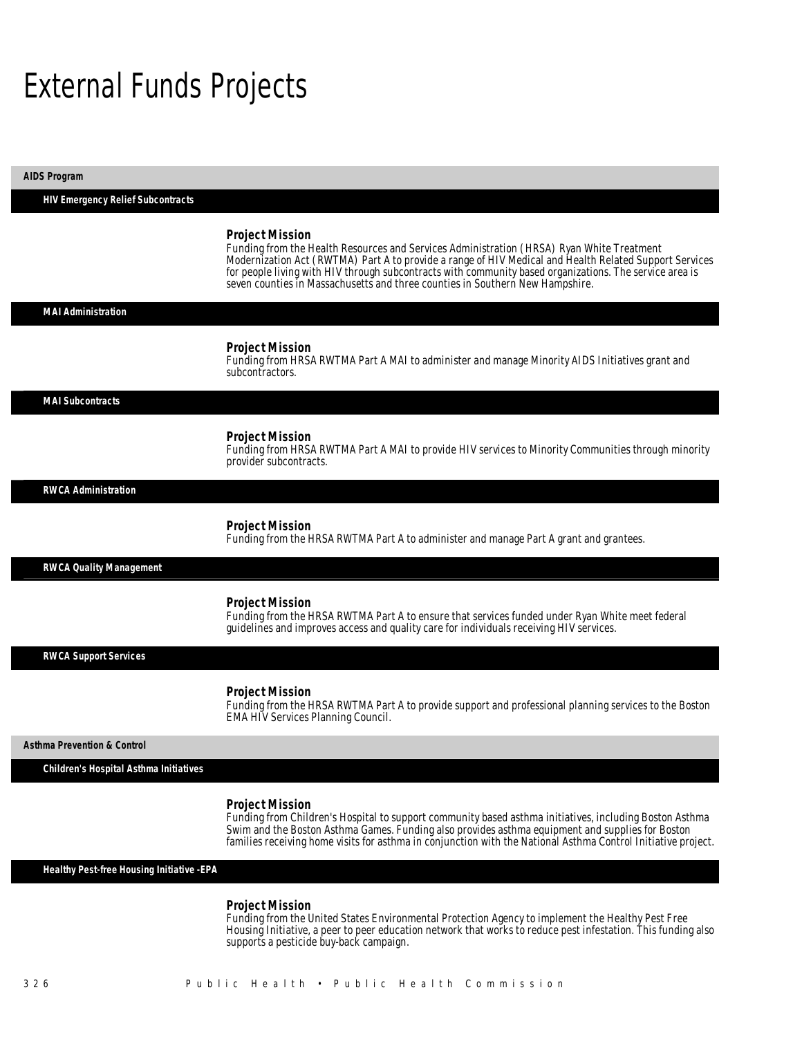# External Funds Projects

## AIDS Program

### HIV Emergency Relief Subcontracts

**Project Mission**

Funding from the Health Resources and Services Administration (HRSA) Ryan White Treatment Modernization Act (RWTMA) Part A to provide a range of HIV Medical and Health Related Support Services for people living with HIV through subcontracts with community based organizations. The service area is seven counties in Massachusetts and three counties in Southern New Hampshire.

### MAI Administration

**Project Mission**

Funding from HRSA RWTMA Part A MAI to administer and manage Minority AIDS Initiatives grant and subcontractors.

### MAI Subcontracts

**Project Mission**

Funding from HRSA RWTMA Part A MAI to provide HIV services to Minority Communities through minority provider subcontracts.

### RWCA Administration

**Project Mission**

Funding from the HRSA RWTMA Part A to administer and manage Part A grant and grantees.

### RWCA Quality Management

**Project Mission**

Funding from the HRSA RWTMA Part A to ensure that services funded under Ryan White meet federal guidelines and improves access and quality care for individuals receiving HIV services.

### RWCA Support Services

**Project Mission**

Funding from the HRSA RWTMA Part A to provide support and professional planning services to the Boston EMA HIV Services Planning Council.

## Asthma Prevention & Control

### Children's Hospital Asthma Initiatives

**Project Mission**

Funding from Children's Hospital to support community based asthma initiatives, including Boston Asthma Swim and the Boston Asthma Games. Funding also provides asthma equipment and supplies for Boston families receiving home visits for asthma in conjunction with the National Asthma Control Initiative project.

### Healthy Pest-free Housing Initiative -EPA

**Project Mission**

Funding from the United States Environmental Protection Agency to implement the Healthy Pest Free Housing Initiative, a peer to peer education network that works to reduce pest infestation. This funding also supports a pesticide buy-back campaign.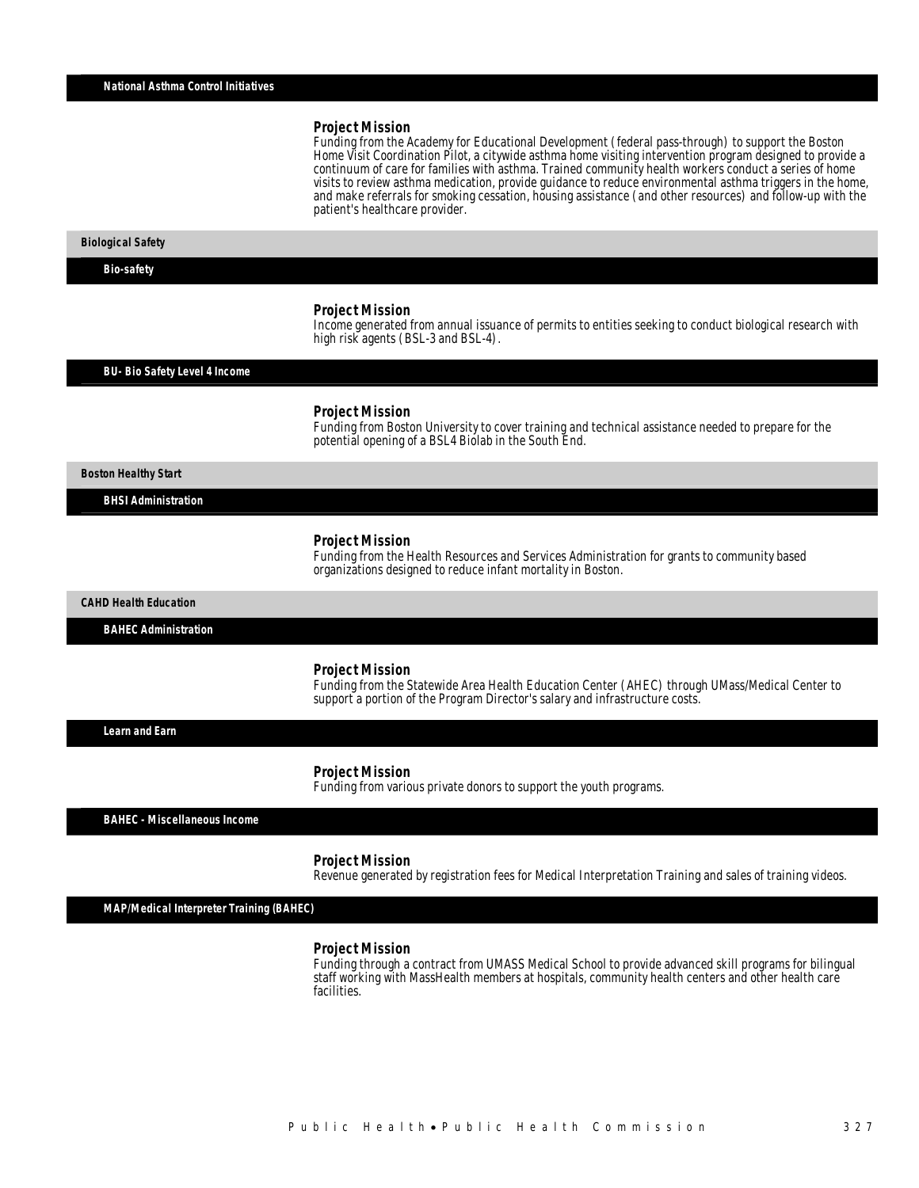### National Asthma Control Initiatives

**Project Mission**

Funding from the Academy for Educational Development (federal pass-through) to support the Boston Home Visit Coordination Pilot, a citywide asthma home visiting intervention program designed to provide a continuum of care for families with asthma. Trained community health workers conduct a series of home visits to review asthma medication, provide guidance to reduce environmental asthma triggers in the home, and make referrals for smoking cessation, housing assistance (and other resources) and follow-up with the patient's healthcare provider.

## Biological Safety

### Bio-safety

**Project Mission**

Income generated from annual issuance of permits to entities seeking to conduct biological research with high risk agents (BSL-3 and BSL-4).

### BU- Bio Safety Level 4 Income

**Project Mission**

Funding from Boston University to cover training and technical assistance needed to prepare for the potential opening of a BSL4 Biolab in the South End.

## Boston Healthy Start

### BHSI Administration

**Project Mission**

Funding from the Health Resources and Services Administration for grants to community based organizations designed to reduce infant mortality in Boston.

## CAHD Health Education

### BAHEC Administration

**Project Mission**

Funding from the Statewide Area Health Education Center (AHEC) through UMass/Medical Center to support a portion of the Program Director's salary and infrastructure costs.

### Learn and Earn

**Project Mission**

Funding from various private donors to support the youth programs.

### BAHEC - Miscellaneous Income

**Project Mission**

Revenue generated by registration fees for Medical Interpretation Training and sales of training videos.

### MAP/Medical Interpreter Training (BAHEC)

**Project Mission**

Funding through a contract from UMASS Medical School to provide advanced skill programs for bilingual staff working with MassHealth members at hospitals, community health centers and other health care facilities.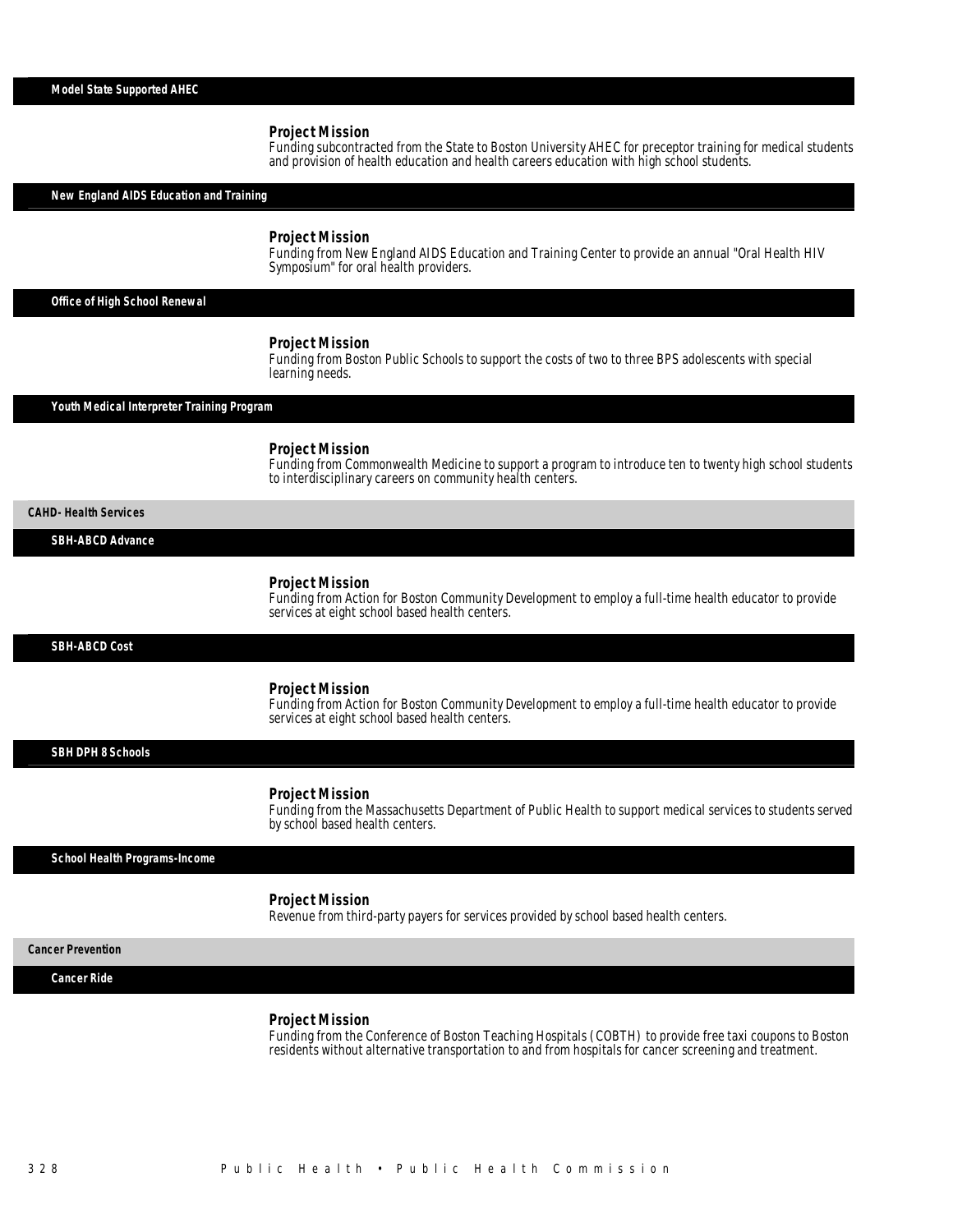### Model State Supported AHEC

**Project Mission**

Funding subcontracted from the State to Boston University AHEC for preceptor training for medical students and provision of health education and health careers education with high school students.

### New England AIDS Education and Training

**Project Mission**

Funding from New England AIDS Education and Training Center to provide an annual "Oral Health HIV Symposium" for oral health providers.

### Office of High School Renewal

**Project Mission**

Funding from Boston Public Schools to support the costs of two to three BPS adolescents with special learning needs.

### Youth Medical Interpreter Training Program

**Project Mission**

Funding from Commonwealth Medicine to support a program to introduce ten to twenty high school students to interdisciplinary careers on community health centers.

## CAHD- Health Services

### SBH-ABCD Advance

**Project Mission**

Funding from Action for Boston Community Development to employ a full-time health educator to provide services at eight school based health centers.

### SBH-ABCD Cost

**Project Mission**

Funding from Action for Boston Community Development to employ a full-time health educator to provide services at eight school based health centers.

### SBH DPH 8 Schools

**Project Mission**

Funding from the Massachusetts Department of Public Health to support medical services to students served by school based health centers.

### School Health Programs-Income

**Project Mission**

Revenue from third-party payers for services provided by school based health centers.

## Cancer Prevention

### Cancer Ride

**Project Mission**

Funding from the Conference of Boston Teaching Hospitals (COBTH) to provide free taxi coupons to Boston residents without alternative transportation to and from hospitals for cancer screening and treatment.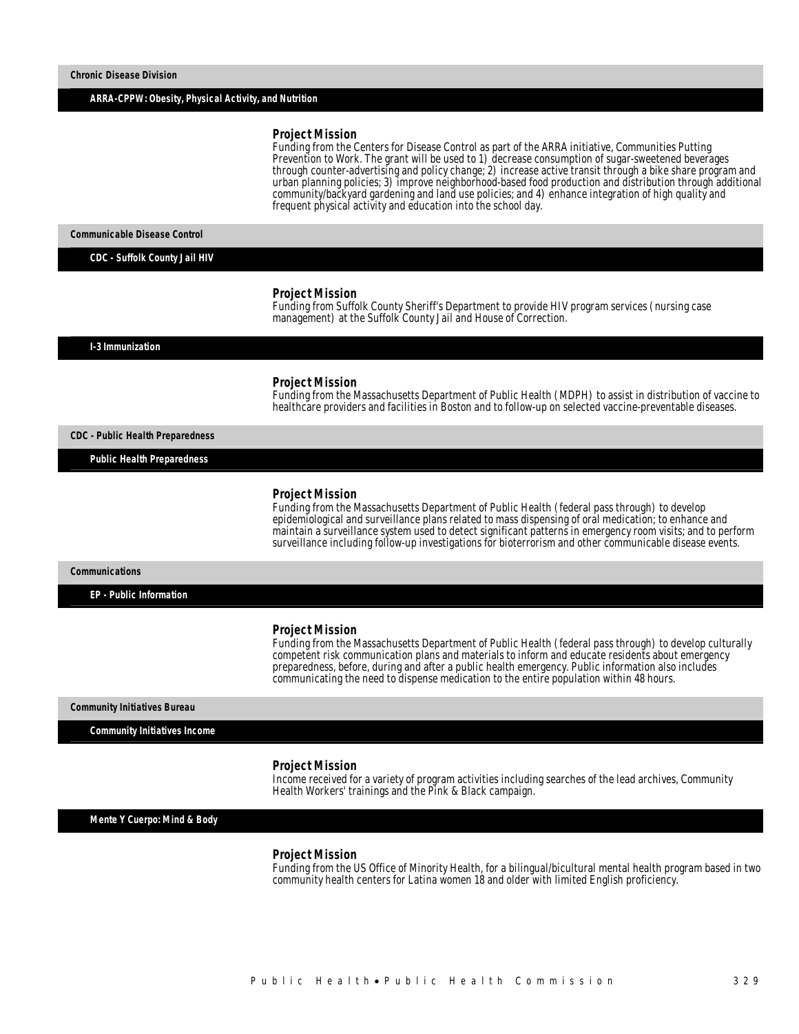## Chronic Disease Division

### ARRA-CPPW: Obesity, Physical Activity, and Nutrition

**Project Mission**

Funding from the Centers for Disease Control as part of the ARRA initiative, Communities Putting Prevention to Work. The grant will be used to 1) decrease consumption of sugar-sweetened beverages through counter-advertising and policy change; 2) increase active transit through a bike share program and urban planning policies; 3) improve neighborhood-based food production and distribution through additional community/backyard gardening and land use policies; and 4) enhance integration of high quality and frequent physical activity and education into the school day.

## Communicable Disease Control

### CDC - Suffolk County Jail HIV

**Project Mission**

Funding from Suffolk County Sheriff's Department to provide HIV program services (nursing case management) at the Suffolk County Jail and House of Correction.

### I-3 Immunization

**Project Mission**

Funding from the Massachusetts Department of Public Health (MDPH) to assist in distribution of vaccine to healthcare providers and facilities in Boston and to follow-up on selected vaccine-preventable diseases.

## CDC - Public Health Preparedness

### Public Health Preparedness

**Project Mission**

Funding from the Massachusetts Department of Public Health (federal pass through) to develop epidemiological and surveillance plans related to mass dispensing of oral medication; to enhance and maintain a surveillance system used to detect significant patterns in emergency room visits; and to perform surveillance including follow-up investigations for bioterrorism and other communicable disease events.

## Communications

### EP - Public Information

**Project Mission**

Funding from the Massachusetts Department of Public Health (federal pass through) to develop culturally competent risk communication plans and materials to inform and educate residents about emergency preparedness, before, during and after a public health emergency. Public information also includes communicating the need to dispense medication to the entire population within 48 hours.

## Community Initiatives Bureau

### Community Initiatives Income

**Project Mission**

Income received for a variety of program activities including searches of the lead archives, Community Health Workers' trainings and the Pink & Black campaign.

### Mente Y Cuerpo: Mind & Body

**Project Mission**

Funding from the US Office of Minority Health, for a bilingual/bicultural mental health program based in two community health centers for Latina women 18 and older with limited English proficiency.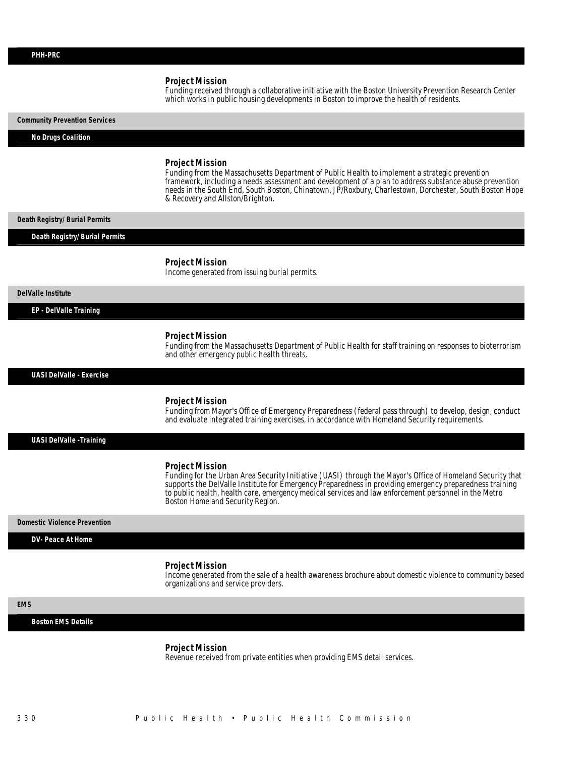### PHH-PRC

**Project Mission**
Funding received through a collaborative initiative with the Boston University Prevention Research Center which works in public housing developments in Boston to improve the health of residents.

## Community Prevention Services

### No Drugs Coalition

**Project Mission**
Funding from the Massachusetts Department of Public Health to implement a strategic prevention framework, including a needs assessment and development of a plan to address substance abuse prevention needs in the South End, South Boston, Chinatown, JP/Roxbury, Charlestown, Dorchester, South Boston Hope & Recovery and Allston/Brighton.

## Death Registry/Burial Permits

### Death Registry/Burial Permits

**Project Mission**
Income generated from issuing burial permits.

## DelValle Institute

### EP - DelValle Training

**Project Mission**
Funding from the Massachusetts Department of Public Health for staff training on responses to bioterrorism and other emergency public health threats.

### UASI DelValle - Exercise

**Project Mission**
Funding from Mayor's Office of Emergency Preparedness (federal pass through) to develop, design, conduct and evaluate integrated training exercises, in accordance with Homeland Security requirements.

### UASI DelValle -Training

**Project Mission**
Funding for the Urban Area Security Initiative (UASI) through the Mayor's Office of Homeland Security that supports the DelValle Institute for Emergency Preparedness in providing emergency preparedness training to public health, health care, emergency medical services and law enforcement personnel in the Metro Boston Homeland Security Region.

## Domestic Violence Prevention

### DV- Peace At Home

**Project Mission**
Income generated from the sale of a health awareness brochure about domestic violence to community based organizations and service providers.

## EMS

### Boston EMS Details

**Project Mission**
Revenue received from private entities when providing EMS detail services.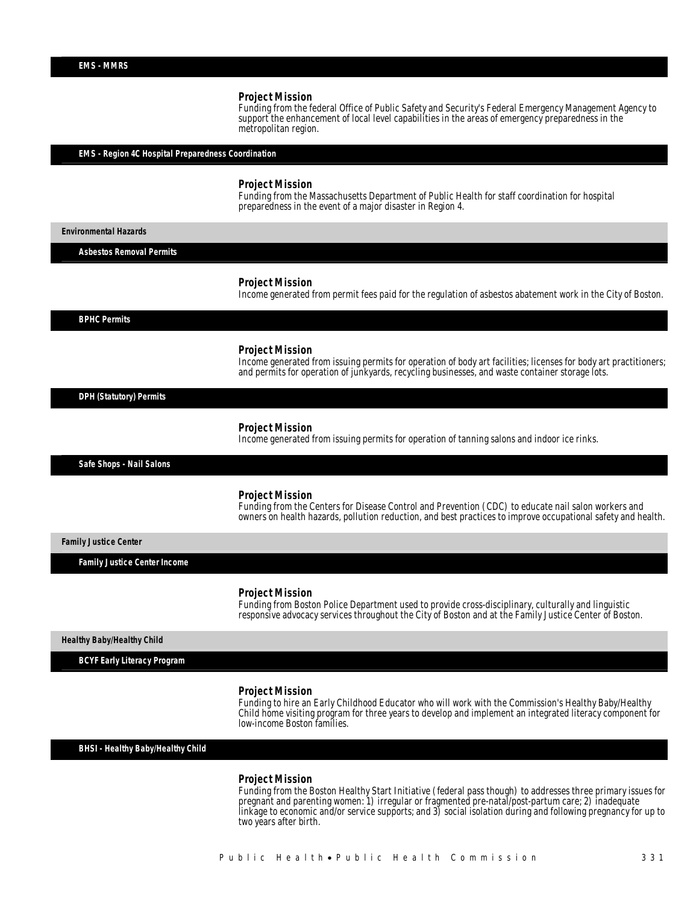### EMS - MMRS

**Project Mission**
Funding from the federal Office of Public Safety and Security's Federal Emergency Management Agency to support the enhancement of local level capabilities in the areas of emergency preparedness in the metropolitan region.

### EMS - Region 4C Hospital Preparedness Coordination

**Project Mission**
Funding from the Massachusetts Department of Public Health for staff coordination for hospital preparedness in the event of a major disaster in Region 4.

## Environmental Hazards

### Asbestos Removal Permits

**Project Mission**
Income generated from permit fees paid for the regulation of asbestos abatement work in the City of Boston.

### BPHC Permits

**Project Mission**
Income generated from issuing permits for operation of body art facilities; licenses for body art practitioners; and permits for operation of junkyards, recycling businesses, and waste container storage lots.

### DPH (Statutory) Permits

**Project Mission**
Income generated from issuing permits for operation of tanning salons and indoor ice rinks.

### Safe Shops - Nail Salons

**Project Mission**
Funding from the Centers for Disease Control and Prevention (CDC) to educate nail salon workers and owners on health hazards, pollution reduction, and best practices to improve occupational safety and health.

## Family Justice Center

### Family Justice Center Income

**Project Mission**
Funding from Boston Police Department used to provide cross-disciplinary, culturally and linguistic responsive advocacy services throughout the City of Boston and at the Family Justice Center of Boston.

## Healthy Baby/Healthy Child

### BCYF Early Literacy Program

**Project Mission**
Funding to hire an Early Childhood Educator who will work with the Commission's Healthy Baby/Healthy Child home visiting program for three years to develop and implement an integrated literacy component for low-income Boston families.

### BHSI - Healthy Baby/Healthy Child

**Project Mission**
Funding from the Boston Healthy Start Initiative (federal pass though) to addresses three primary issues for pregnant and parenting women: 1) irregular or fragmented pre-natal/post-partum care; 2) inadequate linkage to economic and/or service supports; and 3) social isolation during and following pregnancy for up to two years after birth.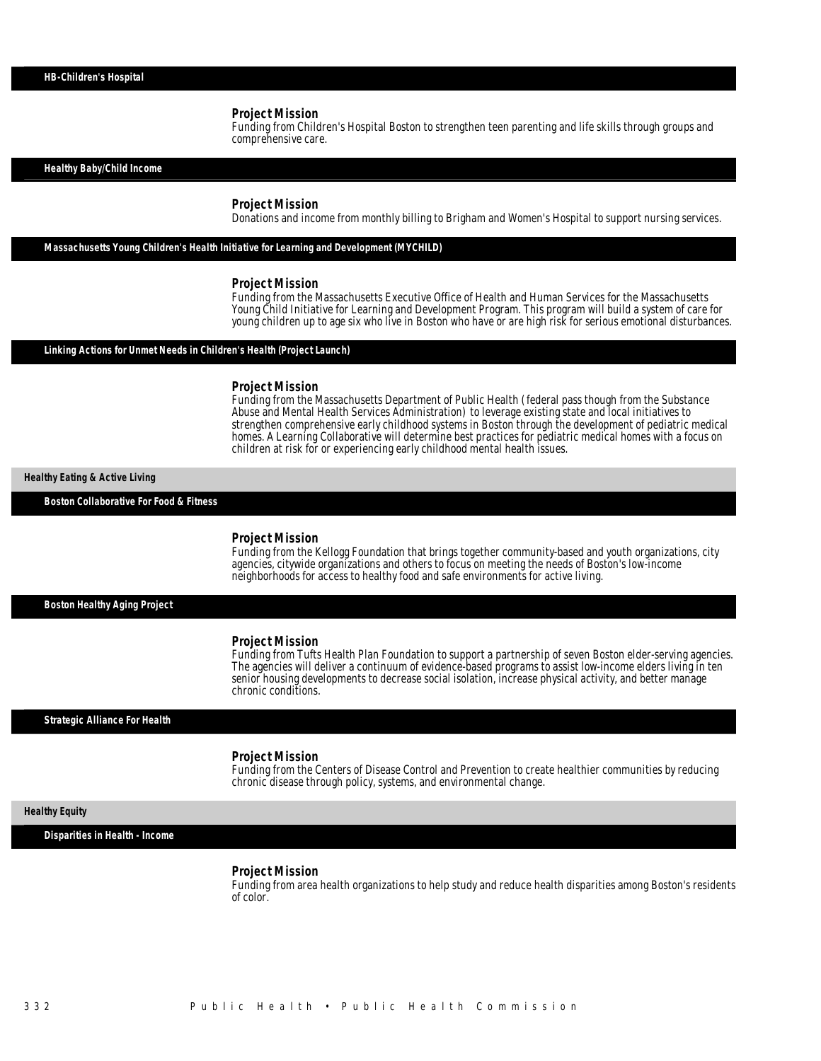### HB-Children's Hospital

**Project Mission**

Funding from Children's Hospital Boston to strengthen teen parenting and life skills through groups and comprehensive care.

### Healthy Baby/Child Income

**Project Mission**

Donations and income from monthly billing to Brigham and Women's Hospital to support nursing services.

### Massachusetts Young Children's Health Initiative for Learning and Development (MYCHILD)

**Project Mission**

Funding from the Massachusetts Executive Office of Health and Human Services for the Massachusetts Young Child Initiative for Learning and Development Program. This program will build a system of care for young children up to age six who live in Boston who have or are high risk for serious emotional disturbances.

### Linking Actions for Unmet Needs in Children's Health (Project Launch)

**Project Mission**

Funding from the Massachusetts Department of Public Health (federal pass though from the Substance Abuse and Mental Health Services Administration) to leverage existing state and local initiatives to strengthen comprehensive early childhood systems in Boston through the development of pediatric medical homes. A Learning Collaborative will determine best practices for pediatric medical homes with a focus on children at risk for or experiencing early childhood mental health issues.

## Healthy Eating & Active Living

### Boston Collaborative For Food & Fitness

**Project Mission**

Funding from the Kellogg Foundation that brings together community-based and youth organizations, city agencies, citywide organizations and others to focus on meeting the needs of Boston's low-income neighborhoods for access to healthy food and safe environments for active living.

### Boston Healthy Aging Project

**Project Mission**

Funding from Tufts Health Plan Foundation to support a partnership of seven Boston elder-serving agencies. The agencies will deliver a continuum of evidence-based programs to assist low-income elders living in ten senior housing developments to decrease social isolation, increase physical activity, and better manage chronic conditions.

### Strategic Alliance For Health

**Project Mission**

Funding from the Centers of Disease Control and Prevention to create healthier communities by reducing chronic disease through policy, systems, and environmental change.

## Healthy Equity

### Disparities in Health - Income

**Project Mission**

Funding from area health organizations to help study and reduce health disparities among Boston's residents of color.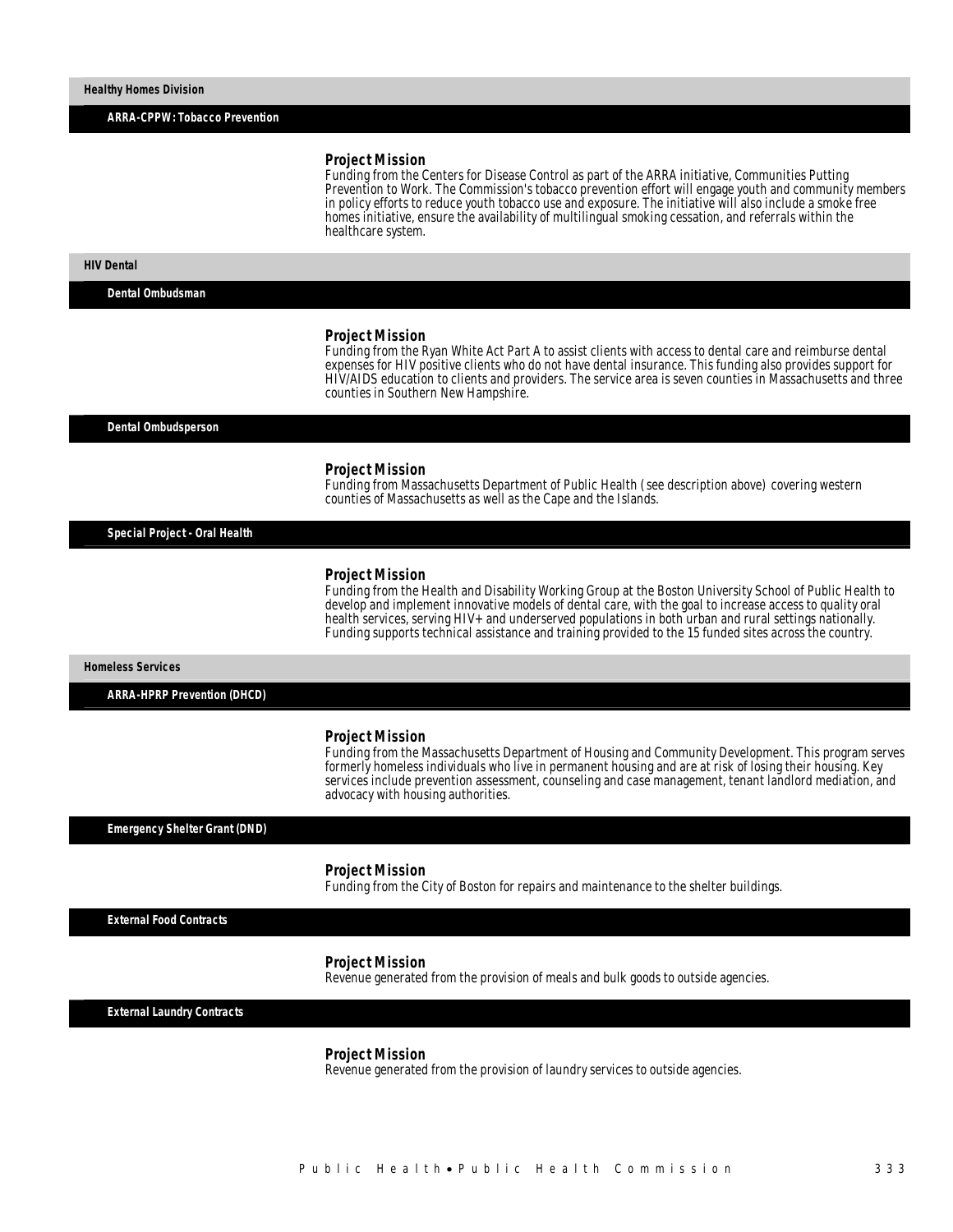## Healthy Homes Division

### ARRA-CPPW: Tobacco Prevention

**Project Mission**
Funding from the Centers for Disease Control as part of the ARRA initiative, Communities Putting Prevention to Work. The Commission's tobacco prevention effort will engage youth and community members in policy efforts to reduce youth tobacco use and exposure. The initiative will also include a smoke free homes initiative, ensure the availability of multilingual smoking cessation, and referrals within the healthcare system.

## HIV Dental

### Dental Ombudsman

**Project Mission**
Funding from the Ryan White Act Part A to assist clients with access to dental care and reimburse dental expenses for HIV positive clients who do not have dental insurance. This funding also provides support for HIV/AIDS education to clients and providers. The service area is seven counties in Massachusetts and three counties in Southern New Hampshire.

### Dental Ombudsperson

**Project Mission**
Funding from Massachusetts Department of Public Health ( see description above) covering western counties of Massachusetts as well as the Cape and the Islands.

### Special Project - Oral Health

**Project Mission**
Funding from the Health and Disability Working Group at the Boston University School of Public Health to develop and implement innovative models of dental care, with the goal to increase access to quality oral health services, serving HIV+ and underserved populations in both urban and rural settings nationally. Funding supports technical assistance and training provided to the 15 funded sites across the country.

## Homeless Services

### ARRA-HPRP Prevention (DHCD)

**Project Mission**
Funding from the Massachusetts Department of Housing and Community Development. This program serves formerly homeless individuals who live in permanent housing and are at risk of losing their housing. Key services include prevention assessment, counseling and case management, tenant landlord mediation, and advocacy with housing authorities.

### Emergency Shelter Grant (DND)

**Project Mission**
Funding from the City of Boston for repairs and maintenance to the shelter buildings.

### External Food Contracts

**Project Mission**
Revenue generated from the provision of meals and bulk goods to outside agencies.

### External Laundry Contracts

**Project Mission**
Revenue generated from the provision of laundry services to outside agencies.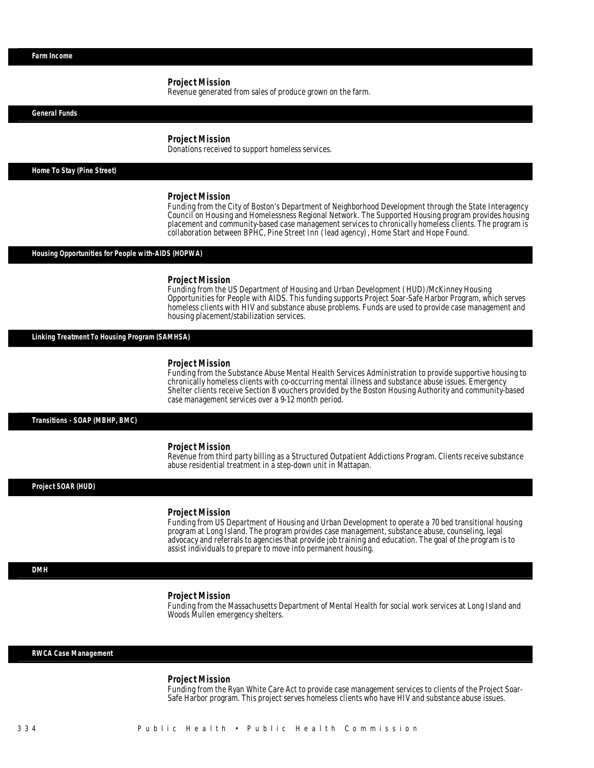## Farm Income

### Project Mission

Revenue generated from sales of produce grown on the farm.

## General Funds

### Project Mission

Donations received to support homeless services.

## Home To Stay (Pine Street)

### Project Mission

Funding from the City of Boston's Department of Neighborhood Development through the State Interagency Council on Housing and Homelessness Regional Network. The Supported Housing program provides housing placement and community-based case management services to chronically homeless clients. The program is collaboration between BPHC, Pine Street Inn ( lead agency), Home Start and Hope Found.

## Housing Opportunities for People with-AIDS (HOPWA)

### Project Mission

Funding from the US Department of Housing and Urban Development ( HUD) /McKinney Housing Opportunities for People with AIDS. This funding supports Project Soar-Safe Harbor Program, which serves homeless clients with HIV and substance abuse problems. Funds are used to provide case management and housing placement/stabilization services.

## Linking Treatment To Housing Program (SAMHSA)

### Project Mission

Funding from the Substance Abuse Mental Health Services Administration to provide supportive housing to chronically homeless clients with co-occurring mental illness and substance abuse issues. Emergency Shelter clients receive Section 8 vouchers provided by the Boston Housing Authority and community-based case management services over a 9-12 month period.

## Transitions - SOAP (MBHP, BMC)

### Project Mission

Revenue from third party billing as a Structured Outpatient Addictions Program. Clients receive substance abuse residential treatment in a step-down unit in Mattapan.

## Project SOAR (HUD)

### Project Mission

Funding from US Department of Housing and Urban Development to operate a 70 bed transitional housing program at Long Island. The program provides case management, substance abuse, counseling, legal advocacy and referrals to agencies that provide job training and education. The goal of the program is to assist individuals to prepare to move into permanent housing.

## DMH

### Project Mission

Funding from the Massachusetts Department of Mental Health for social work services at Long Island and Woods Mullen emergency shelters.

## RWCA Case Management

### Project Mission

Funding from the Ryan White Care Act to provide case management services to clients of the Project Soar-Safe Harbor program. This project serves homeless clients who have HIV and substance abuse issues.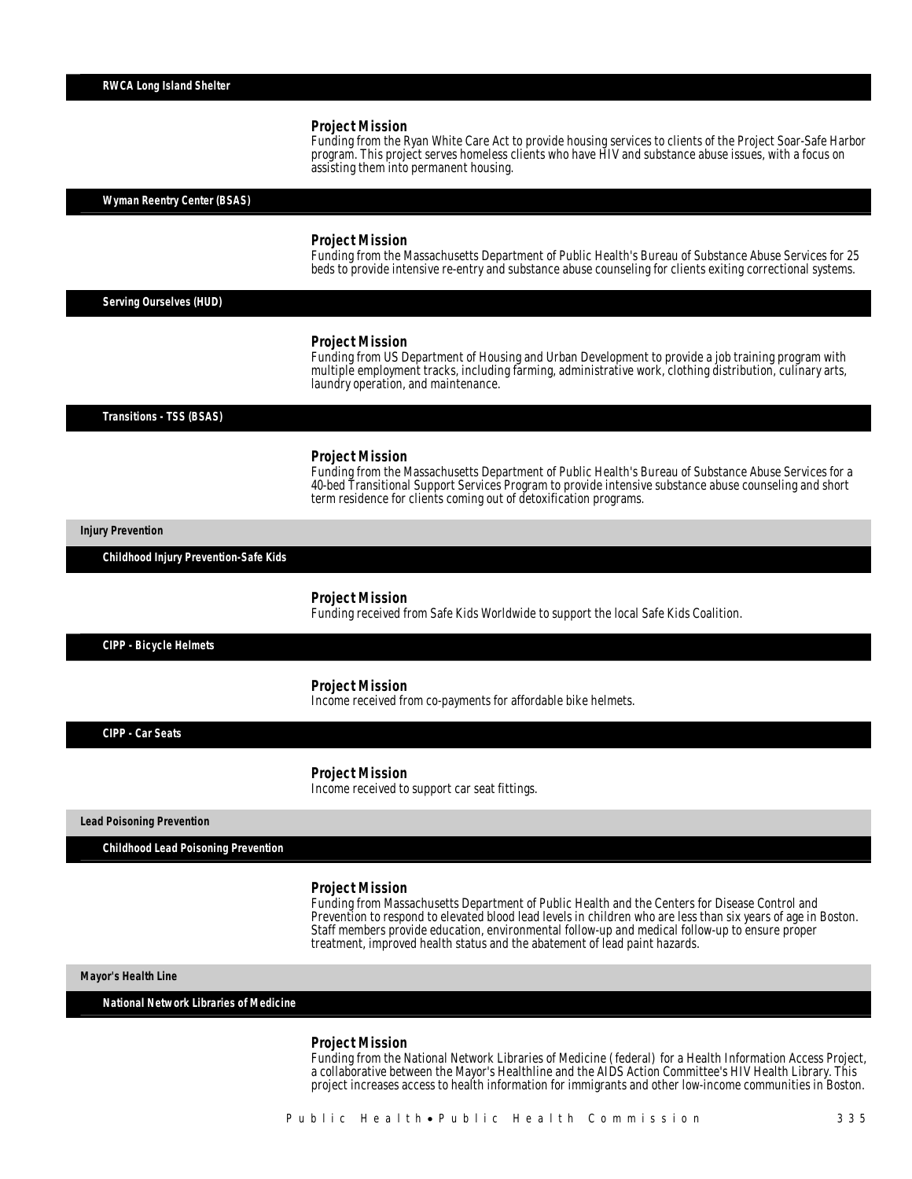### RWCA Long Island Shelter

**Project Mission**
Funding from the Ryan White Care Act to provide housing services to clients of the Project Soar-Safe Harbor program. This project serves homeless clients who have HIV and substance abuse issues, with a focus on assisting them into permanent housing.

### Wyman Reentry Center (BSAS)

**Project Mission**
Funding from the Massachusetts Department of Public Health's Bureau of Substance Abuse Services for 25 beds to provide intensive re-entry and substance abuse counseling for clients exiting correctional systems.

### Serving Ourselves (HUD)

**Project Mission**
Funding from US Department of Housing and Urban Development to provide a job training program with multiple employment tracks, including farming, administrative work, clothing distribution, culinary arts, laundry operation, and maintenance.

### Transitions - TSS (BSAS)

**Project Mission**
Funding from the Massachusetts Department of Public Health's Bureau of Substance Abuse Services for a 40-bed Transitional Support Services Program to provide intensive substance abuse counseling and short term residence for clients coming out of detoxification programs.

## Injury Prevention

### Childhood Injury Prevention-Safe Kids

**Project Mission**
Funding received from Safe Kids Worldwide to support the local Safe Kids Coalition.

### CIPP - Bicycle Helmets

**Project Mission**
Income received from co-payments for affordable bike helmets.

### CIPP - Car Seats

**Project Mission**
Income received to support car seat fittings.

## Lead Poisoning Prevention

### Childhood Lead Poisoning Prevention

**Project Mission**
Funding from Massachusetts Department of Public Health and the Centers for Disease Control and Prevention to respond to elevated blood lead levels in children who are less than six years of age in Boston. Staff members provide education, environmental follow-up and medical follow-up to ensure proper treatment, improved health status and the abatement of lead paint hazards.

## Mayor's Health Line

### National Network Libraries of Medicine

**Project Mission**
Funding from the National Network Libraries of Medicine (federal) for a Health Information Access Project, a collaborative between the Mayor's Healthline and the AIDS Action Committee's HIV Health Library. This project increases access to health information for immigrants and other low-income communities in Boston.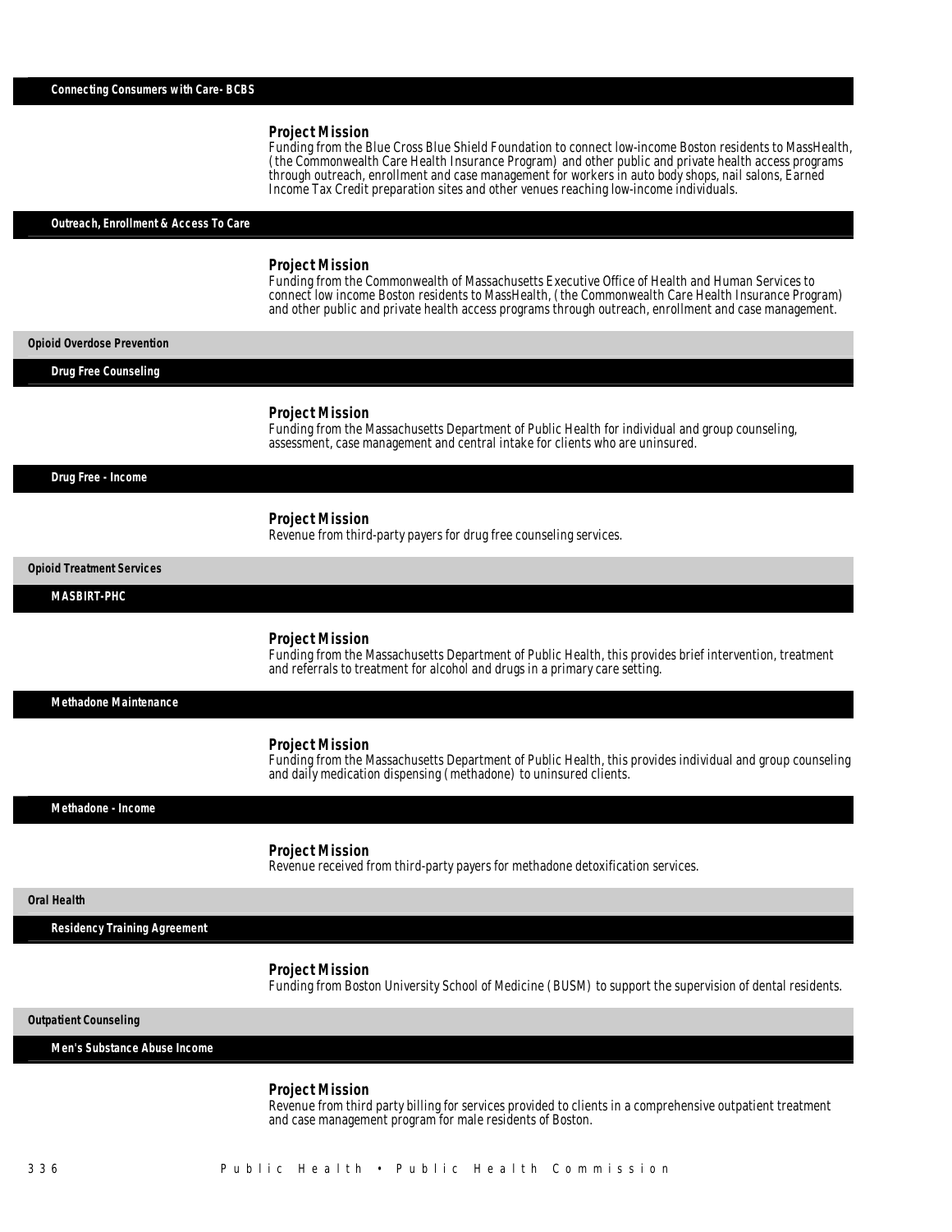### Connecting Consumers with Care- BCBS

**Project Mission**
Funding from the Blue Cross Blue Shield Foundation to connect low-income Boston residents to MassHealth, (the Commonwealth Care Health Insurance Program) and other public and private health access programs through outreach, enrollment and case management for workers in auto body shops, nail salons, Earned Income Tax Credit preparation sites and other venues reaching low-income individuals.

### Outreach, Enrollment & Access To Care

**Project Mission**
Funding from the Commonwealth of Massachusetts Executive Office of Health and Human Services to connect low income Boston residents to MassHealth, (the Commonwealth Care Health Insurance Program) and other public and private health access programs through outreach, enrollment and case management.

## Opioid Overdose Prevention

### Drug Free Counseling

**Project Mission**
Funding from the Massachusetts Department of Public Health for individual and group counseling, assessment, case management and central intake for clients who are uninsured.

### Drug Free - Income

**Project Mission**
Revenue from third-party payers for drug free counseling services.

## Opioid Treatment Services

### MASBIRT-PHC

**Project Mission**
Funding from the Massachusetts Department of Public Health, this provides brief intervention, treatment and referrals to treatment for alcohol and drugs in a primary care setting.

### Methadone Maintenance

**Project Mission**
Funding from the Massachusetts Department of Public Health, this provides individual and group counseling and daily medication dispensing (methadone) to uninsured clients.

### Methadone - Income

**Project Mission**
Revenue received from third-party payers for methadone detoxification services.

## Oral Health

### Residency Training Agreement

**Project Mission**
Funding from Boston University School of Medicine (BUSM) to support the supervision of dental residents.

## Outpatient Counseling

### Men's Substance Abuse Income

**Project Mission**
Revenue from third party billing for services provided to clients in a comprehensive outpatient treatment and case management program for male residents of Boston.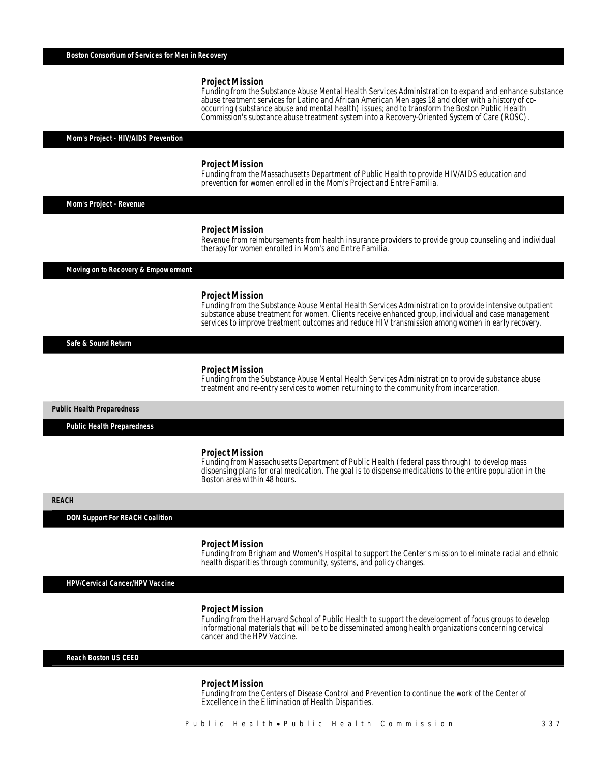### Boston Consortium of Services for Men in Recovery

**Project Mission**

Funding from the Substance Abuse Mental Health Services Administration to expand and enhance substance abuse treatment services for Latino and African American Men ages 18 and older with a history of co-occurring (substance abuse and mental health) issues; and to transform the Boston Public Health Commission's substance abuse treatment system into a Recovery-Oriented System of Care (ROSC).

### Mom's Project - HIV/AIDS Prevention

**Project Mission**

Funding from the Massachusetts Department of Public Health to provide HIV/AIDS education and prevention for women enrolled in the Mom's Project and Entre Familia.

### Mom's Project - Revenue

**Project Mission**

Revenue from reimbursements from health insurance providers to provide group counseling and individual therapy for women enrolled in Mom's and Entre Familia.

### Moving on to Recovery & Empowerment

**Project Mission**

Funding from the Substance Abuse Mental Health Services Administration to provide intensive outpatient substance abuse treatment for women. Clients receive enhanced group, individual and case management services to improve treatment outcomes and reduce HIV transmission among women in early recovery.

### Safe & Sound Return

**Project Mission**

Funding from the Substance Abuse Mental Health Services Administration to provide substance abuse treatment and re-entry services to women returning to the community from incarceration.

## Public Health Preparedness

### Public Health Preparedness

**Project Mission**

Funding from Massachusetts Department of Public Health (federal pass through) to develop mass dispensing plans for oral medication. The goal is to dispense medications to the entire population in the Boston area within 48 hours.

## REACH

### DON Support For REACH Coalition

**Project Mission**

Funding from Brigham and Women's Hospital to support the Center's mission to eliminate racial and ethnic health disparities through community, systems, and policy changes.

### HPV/Cervical Cancer/HPV Vaccine

**Project Mission**

Funding from the Harvard School of Public Health to support the development of focus groups to develop informational materials that will be to be disseminated among health organizations concerning cervical cancer and the HPV Vaccine.

### Reach Boston US CEED

**Project Mission**

Funding from the Centers of Disease Control and Prevention to continue the work of the Center of Excellence in the Elimination of Health Disparities.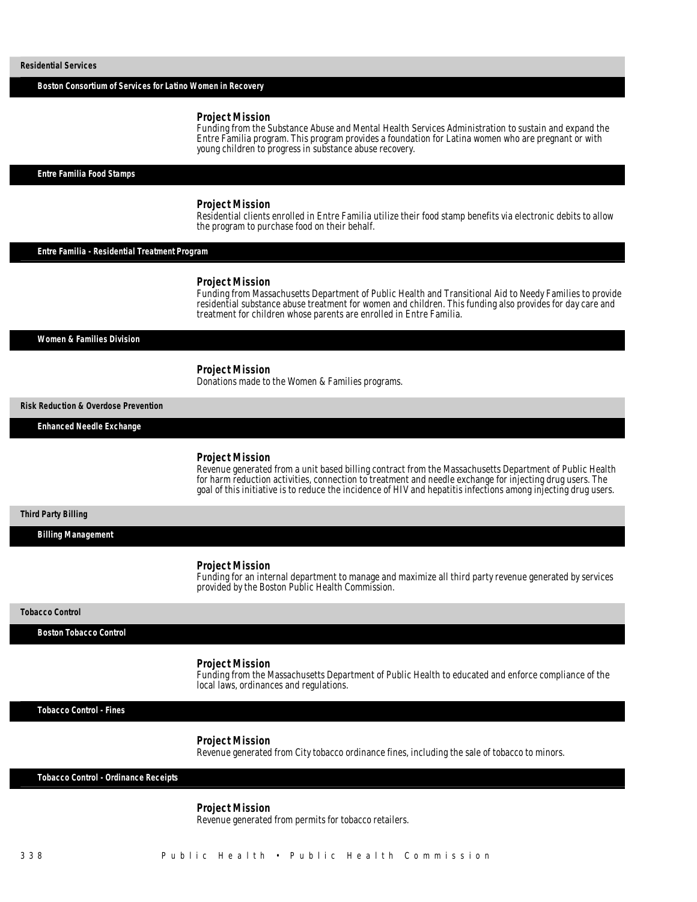## Residential Services

### Boston Consortium of Services for Latino Women in Recovery

**Project Mission**
Funding from the Substance Abuse and Mental Health Services Administration to sustain and expand the Entre Familia program. This program provides a foundation for Latina women who are pregnant or with young children to progress in substance abuse recovery.

### Entre Familia Food Stamps

**Project Mission**
Residential clients enrolled in Entre Familia utilize their food stamp benefits via electronic debits to allow the program to purchase food on their behalf.

### Entre Familia - Residential Treatment Program

**Project Mission**
Funding from Massachusetts Department of Public Health and Transitional Aid to Needy Families to provide residential substance abuse treatment for women and children. This funding also provides for day care and treatment for children whose parents are enrolled in Entre Familia.

### Women & Families Division

**Project Mission**
Donations made to the Women & Families programs.

## Risk Reduction & Overdose Prevention

### Enhanced Needle Exchange

**Project Mission**
Revenue generated from a unit based billing contract from the Massachusetts Department of Public Health for harm reduction activities, connection to treatment and needle exchange for injecting drug users. The goal of this initiative is to reduce the incidence of HIV and hepatitis infections among injecting drug users.

## Third Party Billing

### Billing Management

**Project Mission**
Funding for an internal department to manage and maximize all third party revenue generated by services provided by the Boston Public Health Commission.

## Tobacco Control

### Boston Tobacco Control

**Project Mission**
Funding from the Massachusetts Department of Public Health to educated and enforce compliance of the local laws, ordinances and regulations.

### Tobacco Control - Fines

**Project Mission**
Revenue generated from City tobacco ordinance fines, including the sale of tobacco to minors.

### Tobacco Control - Ordinance Receipts

**Project Mission**
Revenue generated from permits for tobacco retailers.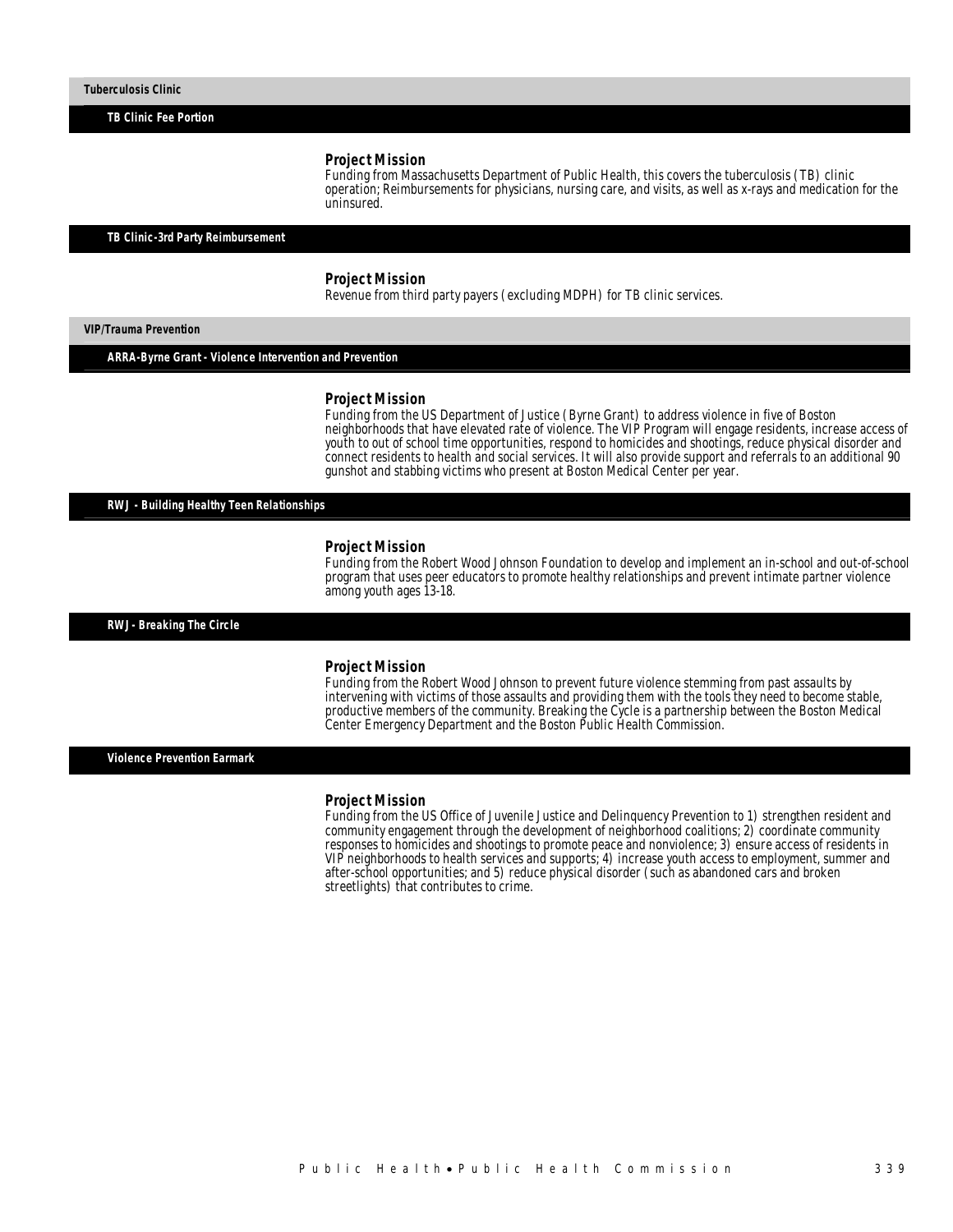## Tuberculosis Clinic

### TB Clinic Fee Portion

**Project Mission**

Funding from Massachusetts Department of Public Health, this covers the tuberculosis (TB) clinic operation; Reimbursements for physicians, nursing care, and visits, as well as x-rays and medication for the uninsured.

### TB Clinic-3rd Party Reimbursement

**Project Mission**

Revenue from third party payers (excluding MDPH) for TB clinic services.

## VIP/Trauma Prevention

### ARRA-Byrne Grant - Violence Intervention and Prevention

**Project Mission**

Funding from the US Department of Justice (Byrne Grant) to address violence in five of Boston neighborhoods that have elevated rate of violence. The VIP Program will engage residents, increase access of youth to out of school time opportunities, respond to homicides and shootings, reduce physical disorder and connect residents to health and social services. It will also provide support and referrals to an additional 90 gunshot and stabbing victims who present at Boston Medical Center per year.

### RWJ - Building Healthy Teen Relationships

**Project Mission**

Funding from the Robert Wood Johnson Foundation to develop and implement an in-school and out-of-school program that uses peer educators to promote healthy relationships and prevent intimate partner violence among youth ages 13-18.

### RWJ- Breaking The Circle

**Project Mission**

Funding from the Robert Wood Johnson to prevent future violence stemming from past assaults by intervening with victims of those assaults and providing them with the tools they need to become stable, productive members of the community. Breaking the Cycle is a partnership between the Boston Medical Center Emergency Department and the Boston Public Health Commission.

### Violence Prevention Earmark

**Project Mission**

Funding from the US Office of Juvenile Justice and Delinquency Prevention to 1) strengthen resident and community engagement through the development of neighborhood coalitions; 2) coordinate community responses to homicides and shootings to promote peace and nonviolence; 3) ensure access of residents in VIP neighborhoods to health services and supports; 4) increase youth access to employment, summer and after-school opportunities; and 5) reduce physical disorder (such as abandoned cars and broken streetlights) that contributes to crime.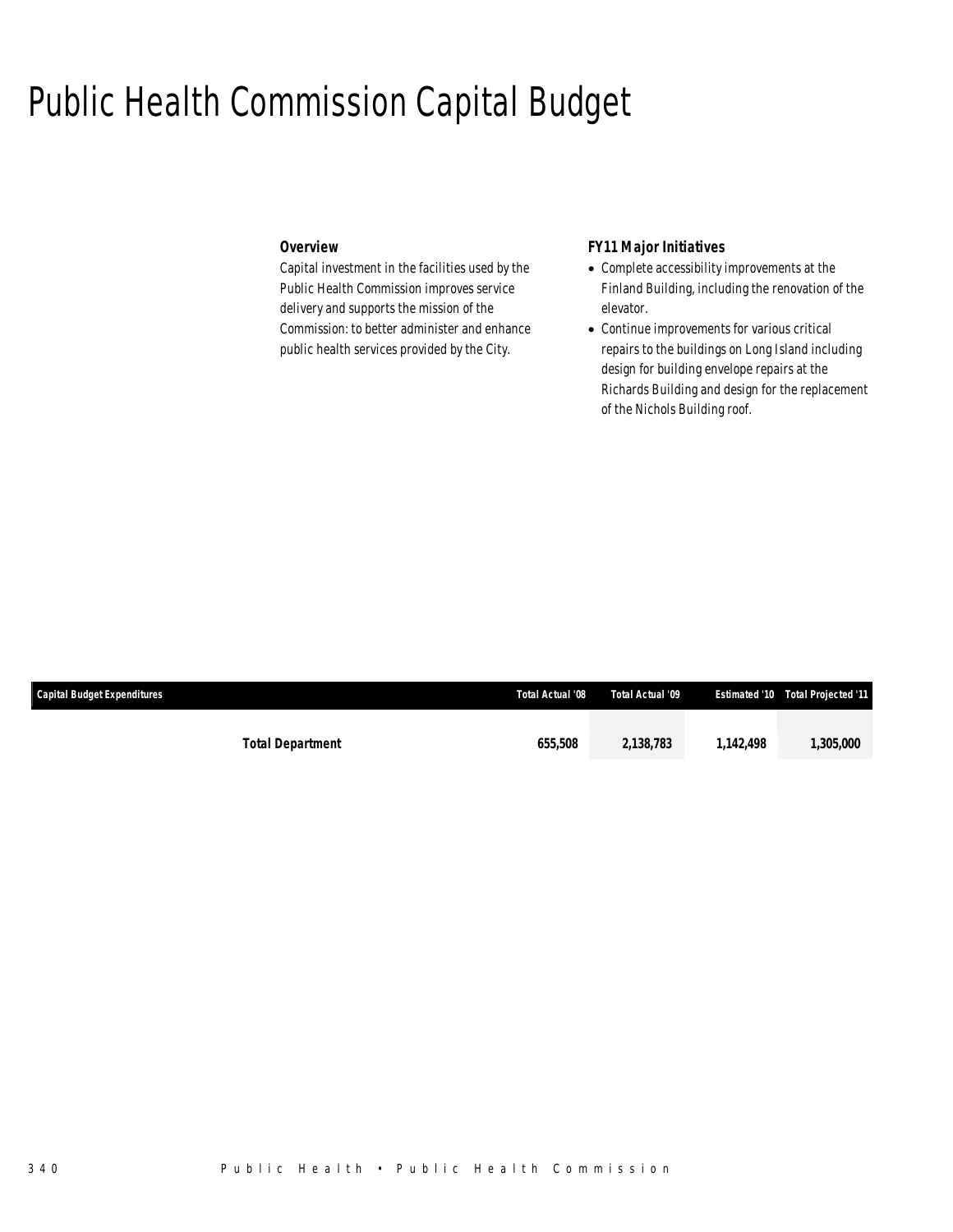# Public Health Commission Capital Budget

### Overview

Capital investment in the facilities used by the Public Health Commission improves service delivery and supports the mission of the Commission: to better administer and enhance public health services provided by the City.

### FY11 Major Initiatives

- Complete accessibility improvements at the Finland Building, including the renovation of the elevator.
- Continue improvements for various critical repairs to the buildings on Long Island including design for building envelope repairs at the Richards Building and design for the replacement of the Nichols Building roof.

| Capital Budget Expenditures | Total Actual '08 | Total Actual '09 | Estimated '10 | Total Projected '11 |
|---|---|---|---|---|
| **Total Department** | **655,508** | **2,138,783** | **1,142,498** | **1,305,000** |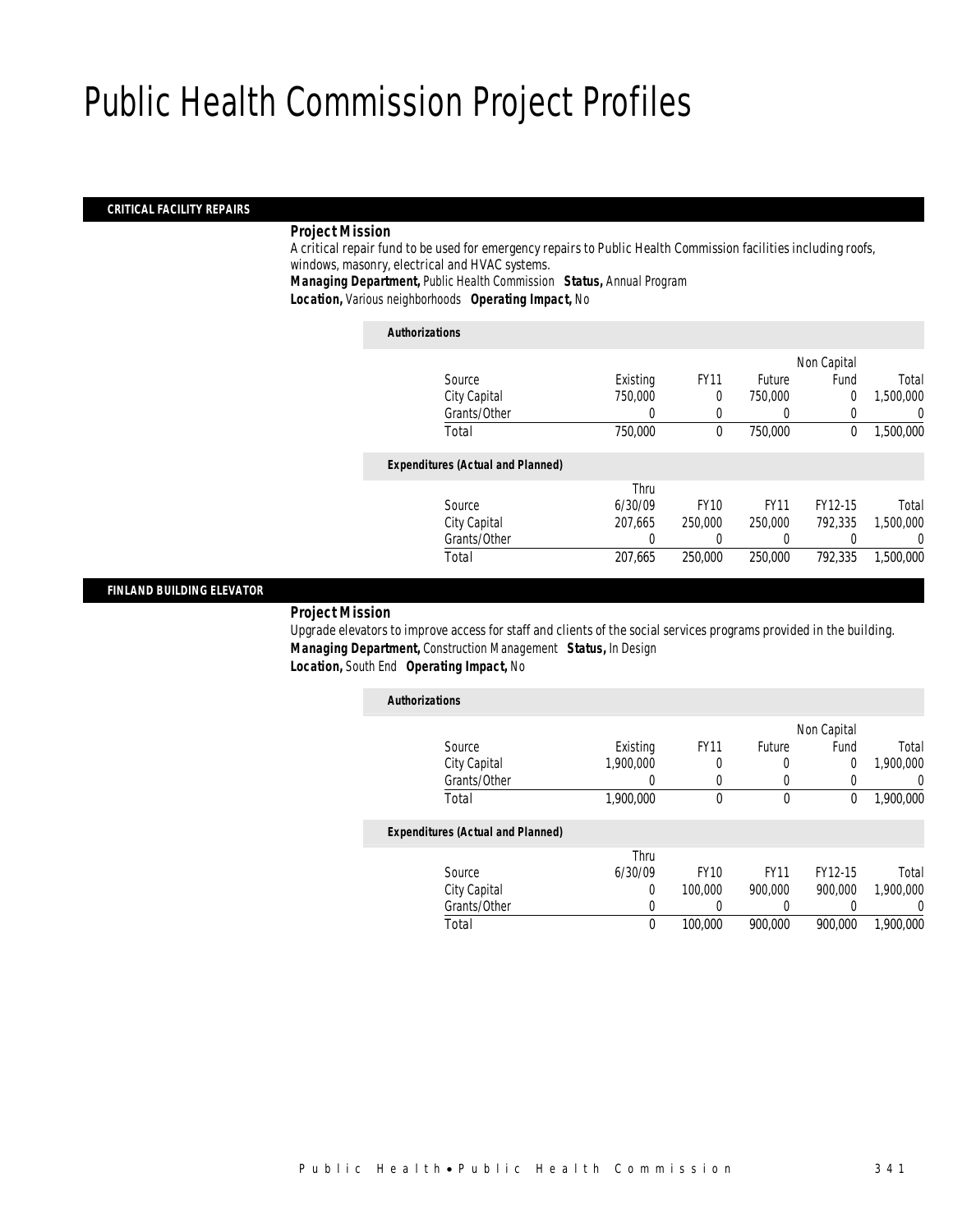# Public Health Commission Project Profiles

## CRITICAL FACILITY REPAIRS

***Project Mission***

A critical repair fund to be used for emergency repairs to Public Health Commission facilities including roofs, windows, masonry, electrical and HVAC systems.

***Managing Department,*** Public Health Commission ***Status,*** Annual Program
***Location,*** Various neighborhoods ***Operating Impact,*** No

***Authorizations***

| Source | Existing | FY11 | Future | Non Capital Fund | Total |
|---|---|---|---|---|---|
| City Capital | 750,000 | 0 | 750,000 | 0 | 1,500,000 |
| Grants/Other | 0 | 0 | 0 | 0 | 0 |
| Total | 750,000 | 0 | 750,000 | 0 | 1,500,000 |

***Expenditures (Actual and Planned)***

| Source | Thru 6/30/09 | FY10 | FY11 | FY12-15 | Total |
|---|---|---|---|---|---|
| City Capital | 207,665 | 250,000 | 250,000 | 792,335 | 1,500,000 |
| Grants/Other | 0 | 0 | 0 | 0 | 0 |
| Total | 207,665 | 250,000 | 250,000 | 792,335 | 1,500,000 |

## FINLAND BUILDING ELEVATOR

***Project Mission***

Upgrade elevators to improve access for staff and clients of the social services programs provided in the building.

***Managing Department,*** Construction Management ***Status,*** In Design
***Location,*** South End ***Operating Impact,*** No

***Authorizations***

| Source | Existing | FY11 | Future | Non Capital Fund | Total |
|---|---|---|---|---|---|
| City Capital | 1,900,000 | 0 | 0 | 0 | 1,900,000 |
| Grants/Other | 0 | 0 | 0 | 0 | 0 |
| Total | 1,900,000 | 0 | 0 | 0 | 1,900,000 |

***Expenditures (Actual and Planned)***

| Source | Thru 6/30/09 | FY10 | FY11 | FY12-15 | Total |
|---|---|---|---|---|---|
| City Capital | 0 | 100,000 | 900,000 | 900,000 | 1,900,000 |
| Grants/Other | 0 | 0 | 0 | 0 | 0 |
| Total | 0 | 100,000 | 900,000 | 900,000 | 1,900,000 |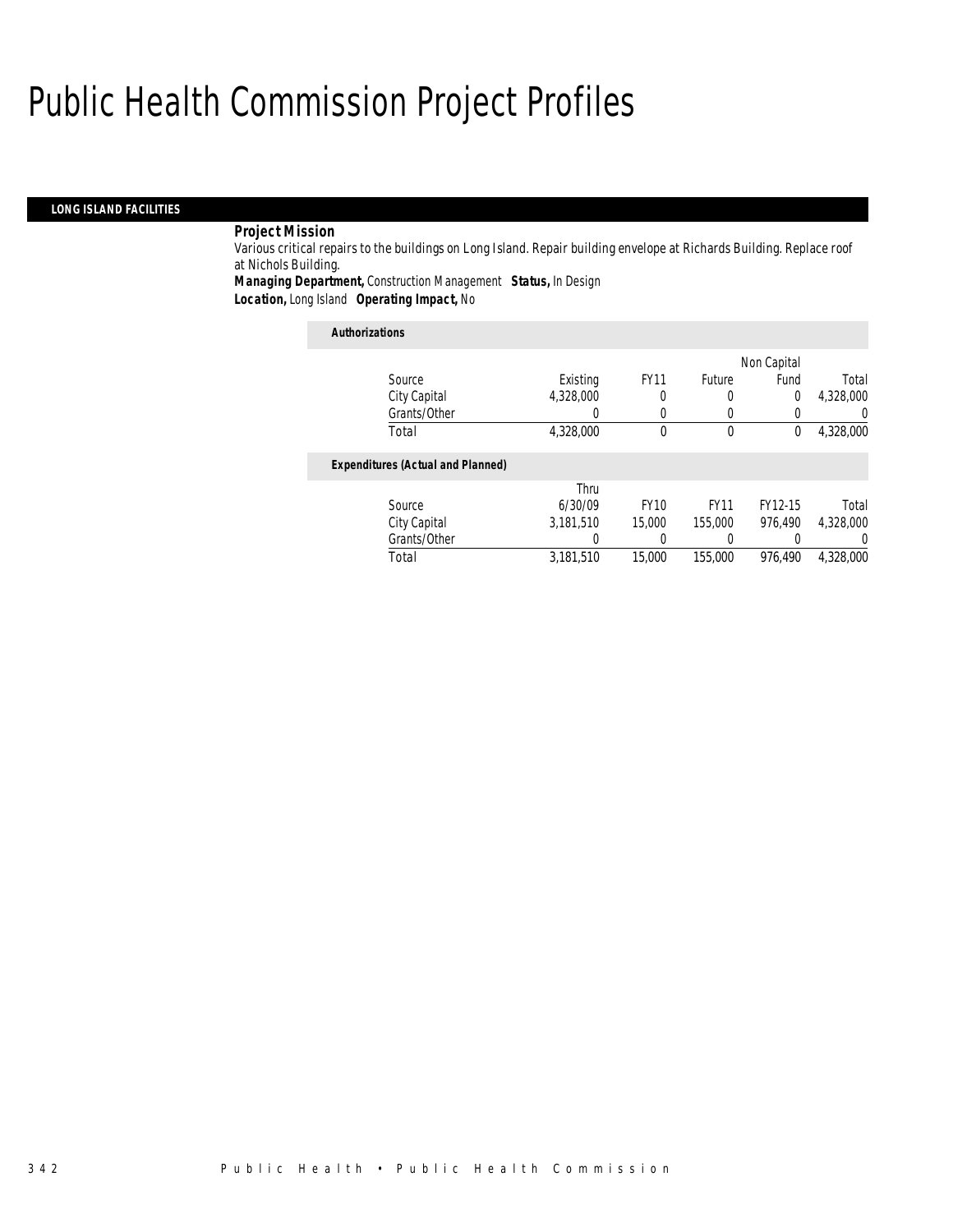# Public Health Commission Project Profiles

## LONG ISLAND FACILITIES

**Project Mission**

Various critical repairs to the buildings on Long Island. Repair building envelope at Richards Building. Replace roof at Nichols Building.

**Managing Department,** Construction Management **Status,** In Design

**Location,** Long Island **Operating Impact,** No

**Authorizations**

| Source | Existing | FY11 | Future | Non Capital Fund | Total |
|---|---|---|---|---|---|
| City Capital | 4,328,000 | 0 | 0 | 0 | 4,328,000 |
| Grants/Other | 0 | 0 | 0 | 0 | 0 |
| Total | 4,328,000 | 0 | 0 | 0 | 4,328,000 |

**Expenditures (Actual and Planned)**

| Source | Thru 6/30/09 | FY10 | FY11 | FY12-15 | Total |
|---|---|---|---|---|---|
| City Capital | 3,181,510 | 15,000 | 155,000 | 976,490 | 4,328,000 |
| Grants/Other | 0 | 0 | 0 | 0 | 0 |
| Total | 3,181,510 | 15,000 | 155,000 | 976,490 | 4,328,000 |